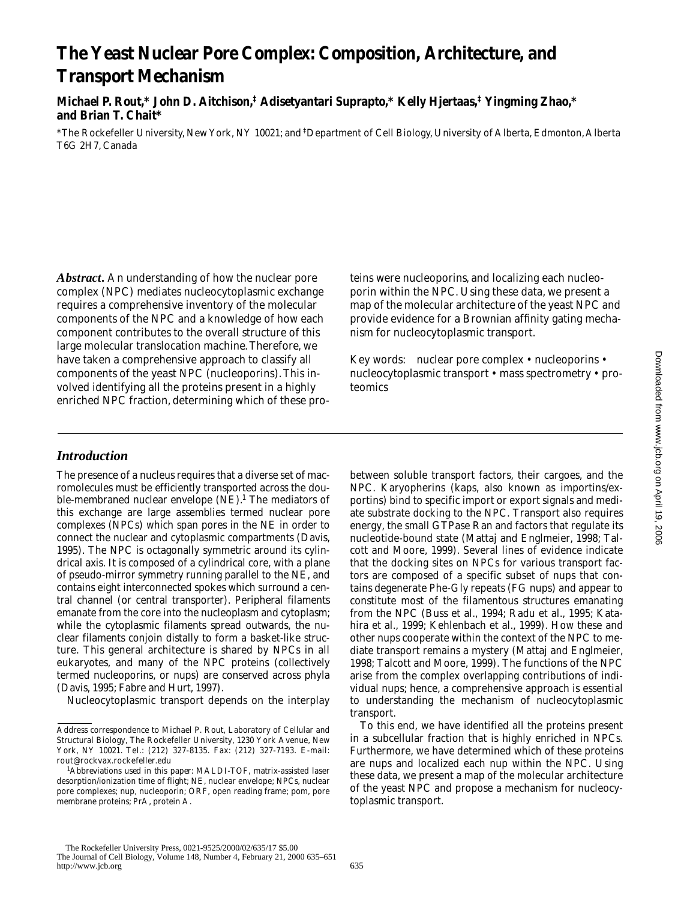# The Yeast Nuclear Pore Complex: Composition, Architecture, and Transport Mechanism

**Michael P. Rout,\* John D. Aitchison,‡ Adisetyantari Suprapto,\* Kelly Hjertaas,‡ Yingming Zhao,\* and Brian T. Chait\***

\*The Rockefeller University, New York, NY 10021; and ‡Department of Cell Biology, University of Alberta, Edmonton, Alberta T6G 2H7, Canada

***Abstract.*** An understanding of how the nuclear pore complex (NPC) mediates nucleocytoplasmic exchange requires a comprehensive inventory of the molecular components of the NPC and a knowledge of how each component contributes to the overall structure of this large molecular translocation machine. Therefore, we have taken a comprehensive approach to classify all components of the yeast NPC (nucleoporins). This involved identifying all the proteins present in a highly enriched NPC fraction, determining which of these proteins were nucleoporins, and localizing each nucleoporin within the NPC. Using these data, we present a map of the molecular architecture of the yeast NPC and provide evidence for a Brownian affinity gating mechanism for nucleocytoplasmic transport.

Key words: nuclear pore complex • nucleoporins • nucleocytoplasmic transport • mass spectrometry • proteomics

## *Introduction*

The presence of a nucleus requires that a diverse set of macromolecules must be efficiently transported across the double-membraned nuclear envelope (NE).[1] The mediators of this exchange are large assemblies termed nuclear pore complexes (NPCs) which span pores in the NE in order to connect the nuclear and cytoplasmic compartments (Davis, 1995). The NPC is octagonally symmetric around its cylindrical axis. It is composed of a cylindrical core, with a plane of pseudo-mirror symmetry running parallel to the NE, and contains eight interconnected spokes which surround a central channel (or central transporter). Peripheral filaments emanate from the core into the nucleoplasm and cytoplasm; while the cytoplasmic filaments spread outwards, the nuclear filaments conjoin distally to form a basket-like structure. This general architecture is shared by NPCs in all eukaryotes, and many of the NPC proteins (collectively termed nucleoporins, or nups) are conserved across phyla (Davis, 1995; Fabre and Hurt, 1997).

Nucleocytoplasmic transport depends on the interplay between soluble transport factors, their cargoes, and the NPC. Karyopherins (kaps, also known as importins/exportins) bind to specific import or export signals and mediate substrate docking to the NPC. Transport also requires energy, the small GTPase Ran and factors that regulate its nucleotide-bound state (Mattaj and Englmeier, 1998; Talcott and Moore, 1999). Several lines of evidence indicate that the docking sites on NPCs for various transport factors are composed of a specific subset of nups that contains degenerate Phe-Gly repeats (FG nups) and appear to constitute most of the filamentous structures emanating from the NPC (Buss et al., 1994; Radu et al., 1995; Katahira et al., 1999; Kehlenbach et al., 1999). How these and other nups cooperate within the context of the NPC to mediate transport remains a mystery (Mattaj and Englmeier, 1998; Talcott and Moore, 1999). The functions of the NPC arise from the complex overlapping contributions of individual nups; hence, a comprehensive approach is essential to understanding the mechanism of nucleocytoplasmic transport.

To this end, we have identified all the proteins present in a subcellular fraction that is highly enriched in NPCs. Furthermore, we have determined which of these proteins are nups and localized each nup within the NPC. Using these data, we present a map of the molecular architecture of the yeast NPC and propose a mechanism for nucleocytoplasmic transport.

---

Address correspondence to Michael P. Rout, Laboratory of Cellular and Structural Biology, The Rockefeller University, 1230 York Avenue, New York, NY 10021. Tel.: (212) 327-8135. Fax: (212) 327-7193. E-mail: rout@rockvax.rockefeller.edu

[1]Abbreviations used in this paper: MALDI-TOF, matrix-assisted laser desorption/ionization time of flight; NE, nuclear envelope; NPCs, nuclear pore complexes; nup, nucleoporin; ORF, open reading frame; pom, pore membrane proteins; PrA, protein A.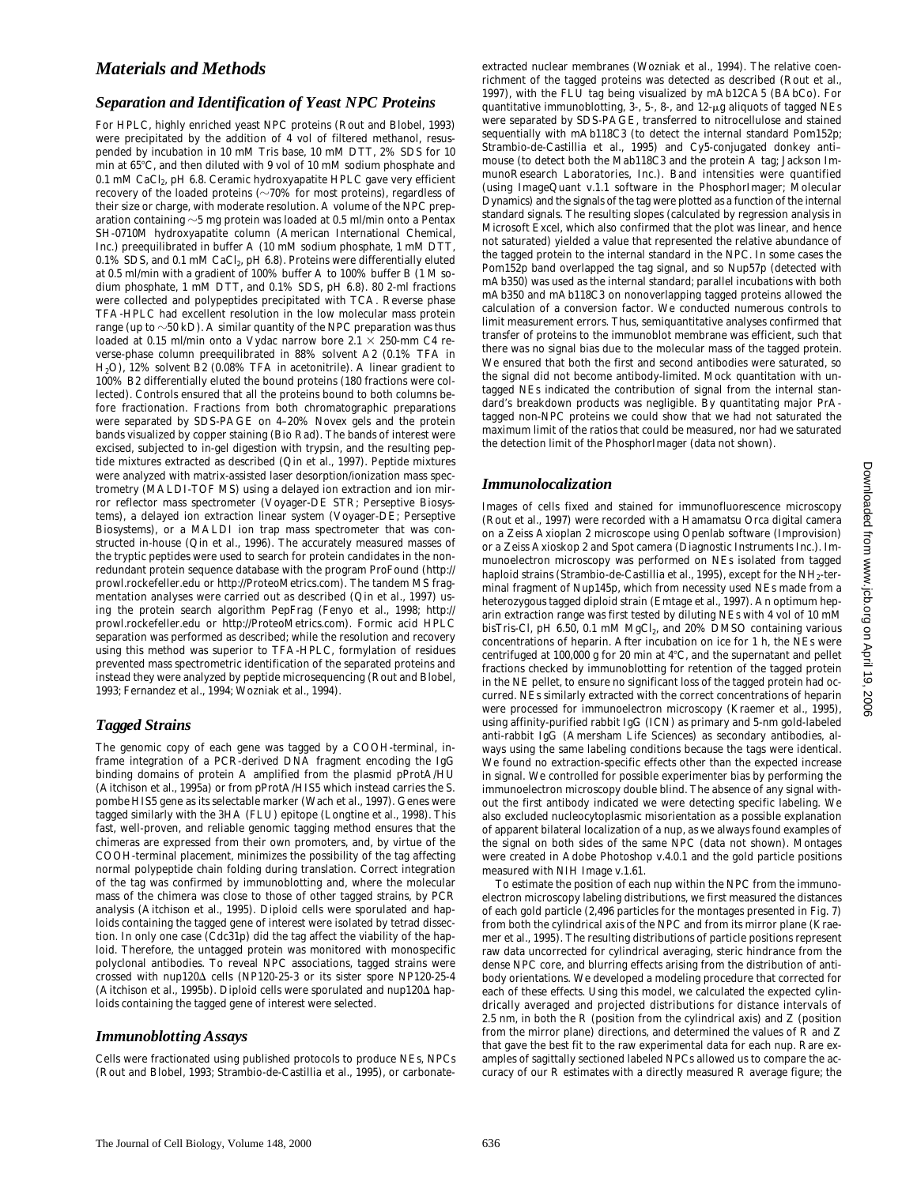## Materials and Methods

### Separation and Identification of Yeast NPC Proteins

For HPLC, highly enriched yeast NPC proteins (Rout and Blobel, 1993) were precipitated by the addition of 4 vol of filtered methanol, resuspended by incubation in 10 mM Tris base, 10 mM DTT, 2% SDS for 10 min at 65°C, and then diluted with 9 vol of 10 mM sodium phosphate and 0.1 mM $CaCl_2$, pH 6.8. Ceramic hydroxyapatite HPLC gave very efficient recovery of the loaded proteins (~70% for most proteins), regardless of their size or charge, with moderate resolution. A volume of the NPC preparation containing ~5 mg protein was loaded at 0.5 ml/min onto a Pentax SH-0710M hydroxyapatite column (American International Chemical, Inc.) preequilibrated in buffer A (10 mM sodium phosphate, 1 mM DTT, 0.1% SDS, and 0.1 mM $CaCl_2$, pH 6.8). Proteins were differentially eluted at 0.5 ml/min with a gradient of 100% buffer A to 100% buffer B (1 M sodium phosphate, 1 mM DTT, and 0.1% SDS, pH 6.8). 80 2-ml fractions were collected and polypeptides precipitated with TCA. Reverse phase TFA-HPLC had excellent resolution in the low molecular mass protein range (up to ~50 kD). A similar quantity of the NPC preparation was thus loaded at 0.15 ml/min onto a Vydac narrow bore 2.1 × 250-mm C4 reverse-phase column preequilibrated in 88% solvent A2 (0.1% TFA in $H_2O$), 12% solvent B2 (0.08% TFA in acetonitrile). A linear gradient to 100% B2 differentially eluted the bound proteins (180 fractions were collected). Controls ensured that all the proteins bound to both columns before fractionation. Fractions from both chromatographic preparations were separated by SDS-PAGE on 4–20% Novex gels and the protein bands visualized by copper staining (Bio Rad). The bands of interest were excised, subjected to in-gel digestion with trypsin, and the resulting peptide mixtures extracted as described (Qin et al., 1997). Peptide mixtures were analyzed with matrix-assisted laser desorption/ionization mass spectrometry (MALDI-TOF MS) using a delayed ion extraction and ion mirror reflector mass spectrometer (Voyager-DE STR; Perseptive Biosystems), a delayed ion extraction linear system (Voyager-DE; Perseptive Biosystems), or a MALDI ion trap mass spectrometer that was constructed in-house (Qin et al., 1996). The accurately measured masses of the tryptic peptides were used to search for protein candidates in the nonredundant protein sequence database with the program ProFound (http://prowl.rockefeller.edu or http://ProteoMetrics.com). The tandem MS fragmentation analyses were carried out as described (Qin et al., 1997) using the protein search algorithm PepFrag (Fenyo et al., 1998; http://prowl.rockefeller.edu or http://ProteoMetrics.com). Formic acid HPLC separation was performed as described; while the resolution and recovery using this method was superior to TFA-HPLC, formylation of residues prevented mass spectrometric identification of the separated proteins and instead they were analyzed by peptide microsequencing (Rout and Blobel, 1993; Fernandez et al., 1994; Wozniak et al., 1994).

### Tagged Strains

The genomic copy of each gene was tagged by a COOH-terminal, in-frame integration of a PCR-derived DNA fragment encoding the IgG binding domains of protein A amplified from the plasmid pProtA/HU (Aitchison et al., 1995a) or from pProtA/HIS5 which instead carries the S. pombe HIS5 gene as its selectable marker (Wach et al., 1997). Genes were tagged similarly with the 3HA (FLU) epitope (Longtine et al., 1998). This fast, well-proven, and reliable genomic tagging method ensures that the chimeras are expressed from their own promoters, and, by virtue of the COOH-terminal placement, minimizes the possibility of the tag affecting normal polypeptide chain folding during translation. Correct integration of the tag was confirmed by immunoblotting and, where the molecular mass of the chimera was close to those of other tagged strains, by PCR analysis (Aitchison et al., 1995). Diploid cells were sporulated and haploids containing the tagged gene of interest were isolated by tetrad dissection. In only one case (Cdc31p) did the tag affect the viability of the haploid. Therefore, the untagged protein was monitored with monospecific polyclonal antibodies. To reveal NPC associations, tagged strains were crossed with nup120Δ cells (NP120-25-3 or its sister spore NP120-25-4 (Aitchison et al., 1995b). Diploid cells were sporulated and nup120Δ haploids containing the tagged gene of interest were selected.

### Immunoblotting Assays

Cells were fractionated using published protocols to produce NEs, NPCs (Rout and Blobel, 1993; Strambio-de-Castillia et al., 1995), or carbonate-extracted nuclear membranes (Wozniak et al., 1994). The relative coenrichment of the tagged proteins was detected as described (Rout et al., 1997), with the FLU tag being visualized by mAb12CA5 (BAbCo). For quantitative immunoblotting, 3-, 5-, 8-, and 12-μg aliquots of tagged NEs were separated by SDS-PAGE, transferred to nitrocellulose and stained sequentially with mAb118C3 (to detect the internal standard Pom152p; Strambio-de-Castillia et al., 1995) and Cy5-conjugated donkey anti–mouse (to detect both the Mab118C3 and the protein A tag; Jackson ImmunoResearch Laboratories, Inc.). Band intensities were quantified (using ImageQuant v.1.1 software in the PhosphorImager; Molecular Dynamics) and the signals of the tag were plotted as a function of the internal standard signals. The resulting slopes (calculated by regression analysis in Microsoft Excel, which also confirmed that the plot was linear, and hence not saturated) yielded a value that represented the relative abundance of the tagged protein to the internal standard in the NPC. In some cases the Pom152p band overlapped the tag signal, and so Nup57p (detected with mAb350) was used as the internal standard; parallel incubations with both mAb350 and mAb118C3 on nonoverlapping tagged proteins allowed the calculation of a conversion factor. We conducted numerous controls to limit measurement errors. Thus, semiquantitative analyses confirmed that transfer of proteins to the immunoblot membrane was efficient, such that there was no signal bias due to the molecular mass of the tagged protein. We ensured that both the first and second antibodies were saturated, so the signal did not become antibody-limited. Mock quantitation with untagged NEs indicated the contribution of signal from the internal standard's breakdown products was negligible. By quantitating major PrA-tagged non-NPC proteins we could show that we had not saturated the maximum limit of the ratios that could be measured, nor had we saturated the detection limit of the PhosphorImager (data not shown).

### Immunolocalization

Images of cells fixed and stained for immunofluorescence microscopy (Rout et al., 1997) were recorded with a Hamamatsu Orca digital camera on a Zeiss Axioplan 2 microscope using Openlab software (Improvision) or a Zeiss Axioskop 2 and Spot camera (Diagnostic Instruments Inc.). Immunoelectron microscopy was performed on NEs isolated from tagged haploid strains (Strambio-de-Castillia et al., 1995), except for the $NH_2$-terminal fragment of Nup145p, which from necessity used NEs made from a heterozygous tagged diploid strain (Emtage et al., 1997). An optimum heparin extraction range was first tested by diluting NEs with 4 vol of 10 mM bisTris-Cl, pH 6.50, 0.1 mM $MgCl_2$, and 20% DMSO containing various concentrations of heparin. After incubation on ice for 1 h, the NEs were centrifuged at 100,000 *g* for 20 min at 4°C, and the supernatant and pellet fractions checked by immunoblotting for retention of the tagged protein in the NE pellet, to ensure no significant loss of the tagged protein had occurred. NEs similarly extracted with the correct concentrations of heparin were processed for immunoelectron microscopy (Kraemer et al., 1995), using affinity-purified rabbit IgG (ICN) as primary and 5-nm gold-labeled anti-rabbit IgG (Amersham Life Sciences) as secondary antibodies, always using the same labeling conditions because the tags were identical. We found no extraction-specific effects other than the expected increase in signal. We controlled for possible experimenter bias by performing the immunoelectron microscopy double blind. The absence of any signal without the first antibody indicated we were detecting specific labeling. We also excluded nucleocytoplasmic misorientation as a possible explanation of apparent bilateral localization of a nup, as we always found examples of the signal on both sides of the same NPC (data not shown). Montages were created in Adobe Photoshop v.4.0.1 and the gold particle positions measured with NIH Image v.1.61.

To estimate the position of each nup within the NPC from the immunoelectron microscopy labeling distributions, we first measured the distances of each gold particle (2,496 particles for the montages presented in Fig. 7) from both the cylindrical axis of the NPC and from its mirror plane (Kraemer et al., 1995). The resulting distributions of particle positions represent raw data uncorrected for cylindrical averaging, steric hindrance from the dense NPC core, and blurring effects arising from the distribution of antibody orientations. We developed a modeling procedure that corrected for each of these effects. Using this model, we calculated the expected cylindrically averaged and projected distributions for distance intervals of 2.5 nm, in both the R (position from the cylindrical axis) and Z (position from the mirror plane) directions, and determined the values of R and Z that gave the best fit to the raw experimental data for each nup. Rare examples of sagittally sectioned labeled NPCs allowed us to compare the accuracy of our R estimates with a directly measured R average figure; the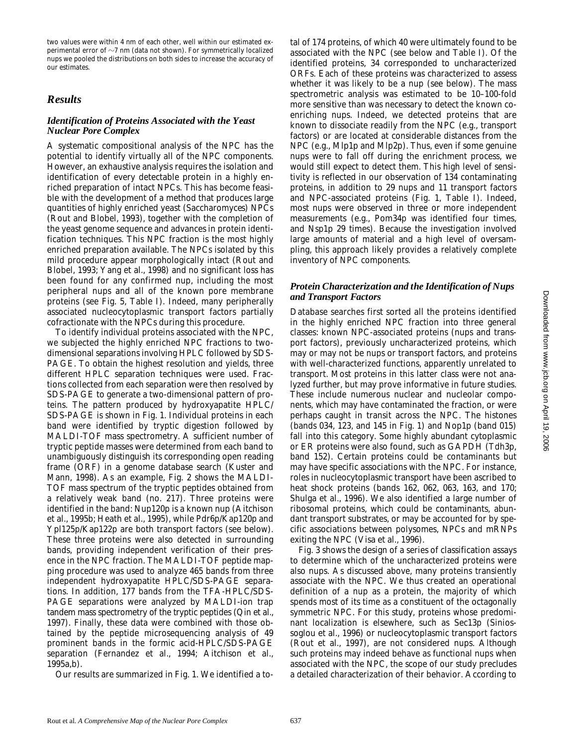two values were within 4 nm of each other, well within our estimated experimental error of ~7 nm (data not shown). For symmetrically localized nups we pooled the distributions on both sides to increase the accuracy of our estimates.

## Results

### Identification of Proteins Associated with the Yeast Nuclear Pore Complex

A systematic compositional analysis of the NPC has the potential to identify virtually all of the NPC components. However, an exhaustive analysis requires the isolation and identification of every detectable protein in a highly enriched preparation of intact NPCs. This has become feasible with the development of a method that produces large quantities of highly enriched yeast (*Saccharomyces*) NPCs (Rout and Blobel, 1993), together with the completion of the yeast genome sequence and advances in protein identification techniques. This NPC fraction is the most highly enriched preparation available. The NPCs isolated by this mild procedure appear morphologically intact (Rout and Blobel, 1993; Yang et al., 1998) and no significant loss has been found for any confirmed nup, including the most peripheral nups and all of the known pore membrane proteins (see Fig. 5, Table I). Indeed, many peripherally associated nucleocytoplasmic transport factors partially cofractionate with the NPCs during this procedure.

To identify individual proteins associated with the NPC, we subjected the highly enriched NPC fractions to two-dimensional separations involving HPLC followed by SDS-PAGE. To obtain the highest resolution and yields, three different HPLC separation techniques were used. Fractions collected from each separation were then resolved by SDS-PAGE to generate a two-dimensional pattern of proteins. The pattern produced by hydroxyapatite HPLC/SDS-PAGE is shown in Fig. 1. Individual proteins in each band were identified by tryptic digestion followed by MALDI-TOF mass spectrometry. A sufficient number of tryptic peptide masses were determined from each band to unambiguously distinguish its corresponding open reading frame (ORF) in a genome database search (Kuster and Mann, 1998). As an example, Fig. 2 shows the MALDI-TOF mass spectrum of the tryptic peptides obtained from a relatively weak band (no. 217). Three proteins were identified in the band: Nup120p is a known nup (Aitchison et al., 1995b; Heath et al., 1995), while Pdr6p/Kap120p and Ypl125p/Kap122p are both transport factors (see below). These three proteins were also detected in surrounding bands, providing independent verification of their presence in the NPC fraction. The MALDI-TOF peptide mapping procedure was used to analyze 465 bands from three independent hydroxyapatite HPLC/SDS-PAGE separations. In addition, 177 bands from the TFA-HPLC/SDS-PAGE separations were analyzed by MALDI-ion trap tandem mass spectrometry of the tryptic peptides (Qin et al., 1997). Finally, these data were combined with those obtained by the peptide microsequencing analysis of 49 prominent bands in the formic acid-HPLC/SDS-PAGE separation (Fernandez et al., 1994; Aitchison et al., 1995a,b).

Our results are summarized in Fig. 1. We identified a total of 174 proteins, of which 40 were ultimately found to be associated with the NPC (see below and Table I). Of the identified proteins, 34 corresponded to uncharacterized ORFs. Each of these proteins was characterized to assess whether it was likely to be a nup (see below). The mass spectrometric analysis was estimated to be 10–100-fold more sensitive than was necessary to detect the known coenriching nups. Indeed, we detected proteins that are known to dissociate readily from the NPC (e.g., transport factors) or are located at considerable distances from the NPC (e.g., Mlp1p and Mlp2p). Thus, even if some genuine nups were to fall off during the enrichment process, we would still expect to detect them. This high level of sensitivity is reflected in our observation of 134 contaminating proteins, in addition to 29 nups and 11 transport factors and NPC-associated proteins (Fig. 1, Table I). Indeed, most nups were observed in three or more independent measurements (e.g., Pom34p was identified four times, and Nsp1p 29 times). Because the investigation involved large amounts of material and a high level of oversampling, this approach likely provides a relatively complete inventory of NPC components.

### Protein Characterization and the Identification of Nups and Transport Factors

Database searches first sorted all the proteins identified in the highly enriched NPC fraction into three general classes: known NPC-associated proteins (nups and transport factors), previously uncharacterized proteins, which may or may not be nups or transport factors, and proteins with well-characterized functions, apparently unrelated to transport. Most proteins in this latter class were not analyzed further, but may prove informative in future studies. These include numerous nuclear and nucleolar components, which may have contaminated the fraction, or were perhaps caught in transit across the NPC. The histones (bands 034, 123, and 145 in Fig. 1) and Nop1p (band 015) fall into this category. Some highly abundant cytoplasmic or ER proteins were also found, such as GAPDH (Tdh3p, band 152). Certain proteins could be contaminants but may have specific associations with the NPC. For instance, roles in nucleocytoplasmic transport have been ascribed to heat shock proteins (bands 162, 062, 063, 163, and 170; Shulga et al., 1996). We also identified a large number of ribosomal proteins, which could be contaminants, abundant transport substrates, or may be accounted for by specific associations between polysomes, NPCs and mRNPs exiting the NPC (Visa et al., 1996).

Fig. 3 shows the design of a series of classification assays to determine which of the uncharacterized proteins were also nups. As discussed above, many proteins transiently associate with the NPC. We thus created an operational definition of a nup as a protein, the majority of which spends most of its time as a constituent of the octagonally symmetric NPC. For this study, proteins whose predominant localization is elsewhere, such as Sec13p (Siniossoglou et al., 1996) or nucleocytoplasmic transport factors (Rout et al., 1997), are not considered nups. Although such proteins may indeed behave as functional nups when associated with the NPC, the scope of our study precludes a detailed characterization of their behavior. According to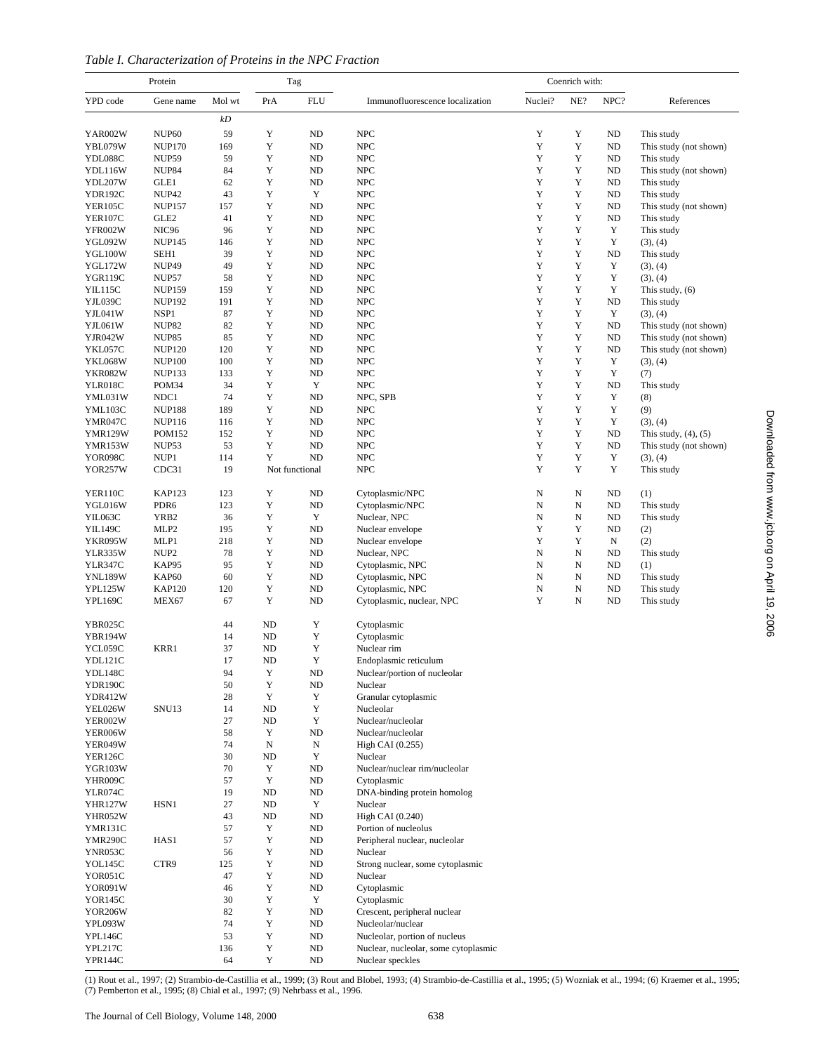*Table I. Characterization of Proteins in the NPC Fraction*

| Protein | | | Tag | | | Coenrich with: | | | |
|---|---|---|---|---|---|---|---|---|---|
| YPD code | Gene name | Mol wt | PrA | FLU | Immunofluorescence localization | Nuclei? | NE? | NPC? | References |
| | | *kD* | | | | | | | |
| YAR002W | NUP60 | 59 | Y | ND | NPC | Y | Y | ND | This study |
| YBL079W | NUP170 | 169 | Y | ND | NPC | Y | Y | ND | This study (not shown) |
| YDL088C | NUP59 | 59 | Y | ND | NPC | Y | Y | ND | This study |
| YDL116W | NUP84 | 84 | Y | ND | NPC | Y | Y | ND | This study (not shown) |
| YDL207W | GLE1 | 62 | Y | ND | NPC | Y | Y | ND | This study |
| YDR192C | NUP42 | 43 | Y | Y | NPC | Y | Y | ND | This study |
| YER105C | NUP157 | 157 | Y | ND | NPC | Y | Y | ND | This study (not shown) |
| YER107C | GLE2 | 41 | Y | ND | NPC | Y | Y | ND | This study |
| YFR002W | NIC96 | 96 | Y | ND | NPC | Y | Y | Y | This study |
| YGL092W | NUP145 | 146 | Y | ND | NPC | Y | Y | Y | (3), (4) |
| YGL100W | SEH1 | 39 | Y | ND | NPC | Y | Y | ND | This study |
| YGL172W | NUP49 | 49 | Y | ND | NPC | Y | Y | Y | (3), (4) |
| YGR119C | NUP57 | 58 | Y | ND | NPC | Y | Y | Y | (3), (4) |
| YIL115C | NUP159 | 159 | Y | ND | NPC | Y | Y | Y | This study, (6) |
| YJL039C | NUP192 | 191 | Y | ND | NPC | Y | Y | ND | This study |
| YJL041W | NSP1 | 87 | Y | ND | NPC | Y | Y | Y | (3), (4) |
| YJL061W | NUP82 | 82 | Y | ND | NPC | Y | Y | ND | This study (not shown) |
| YJR042W | NUP85 | 85 | Y | ND | NPC | Y | Y | ND | This study (not shown) |
| YKL057C | NUP120 | 120 | Y | ND | NPC | Y | Y | ND | This study (not shown) |
| YKL068W | NUP100 | 100 | Y | ND | NPC | Y | Y | Y | (3), (4) |
| YKR082W | NUP133 | 133 | Y | ND | NPC | Y | Y | Y | (7) |
| YLR018C | POM34 | 34 | Y | Y | NPC | Y | Y | ND | This study |
| YML031W | NDC1 | 74 | Y | ND | NPC, SPB | Y | Y | Y | (8) |
| YML103C | NUP188 | 189 | Y | ND | NPC | Y | Y | Y | (9) |
| YMR047C | NUP116 | 116 | Y | ND | NPC | Y | Y | Y | (3), (4) |
| YMR129W | POM152 | 152 | Y | ND | NPC | Y | Y | ND | This study, (4), (5) |
| YMR153W | NUP53 | 53 | Y | ND | NPC | Y | Y | ND | This study (not shown) |
| YOR098C | NUP1 | 114 | Y | ND | NPC | Y | Y | Y | (3), (4) |
| YOR257W | CDC31 | 19 | Not functional | | NPC | Y | Y | Y | This study |
| YER110C | KAP123 | 123 | Y | ND | Cytoplasmic/NPC | N | N | ND | (1) |
| YGL016W | PDR6 | 123 | Y | ND | Cytoplasmic/NPC | N | N | ND | This study |
| YIL063C | YRB2 | 36 | Y | Y | Nuclear, NPC | N | N | ND | This study |
| YIL149C | MLP2 | 195 | Y | ND | Nuclear envelope | Y | Y | ND | (2) |
| YKR095W | MLP1 | 218 | Y | ND | Nuclear envelope | Y | Y | N | (2) |
| YLR335W | NUP2 | 78 | Y | ND | Nuclear, NPC | N | N | ND | This study |
| YLR347C | KAP95 | 95 | Y | ND | Cytoplasmic, NPC | N | N | ND | (1) |
| YNL189W | KAP60 | 60 | Y | ND | Cytoplasmic, NPC | N | N | ND | This study |
| YPL125W | KAP120 | 120 | Y | ND | Cytoplasmic, NPC | N | N | ND | This study |
| YPL169C | MEX67 | 67 | Y | ND | Cytoplasmic, nuclear, NPC | Y | N | ND | This study |
| YBR025C | | 44 | ND | Y | Cytoplasmic | | | | |
| YBR194W | | 14 | ND | Y | Cytoplasmic | | | | |
| YCL059C | KRR1 | 37 | ND | Y | Nuclear rim | | | | |
| YDL121C | | 17 | ND | Y | Endoplasmic reticulum | | | | |
| YDL148C | | 94 | Y | ND | Nuclear/portion of nucleolar | | | | |
| YDR190C | | 50 | Y | ND | Nuclear | | | | |
| YDR412W | | 28 | Y | Y | Granular cytoplasmic | | | | |
| YEL026W | SNU13 | 14 | ND | Y | Nucleolar | | | | |
| YER002W | | 27 | ND | Y | Nuclear/nucleolar | | | | |
| YER006W | | 58 | Y | ND | Nuclear/nucleolar | | | | |
| YER049W | | 74 | N | N | High CAI (0.255) | | | | |
| YER126C | | 30 | ND | Y | Nuclear | | | | |
| YGR103W | | 70 | Y | ND | Nuclear/nuclear rim/nucleolar | | | | |
| YHR009C | | 57 | Y | ND | Cytoplasmic | | | | |
| YLR074C | | 19 | ND | ND | DNA-binding protein homolog | | | | |
| YHR127W | HSN1 | 27 | ND | Y | Nuclear | | | | |
| YHR052W | | 43 | ND | ND | High CAI (0.240) | | | | |
| YMR131C | | 57 | Y | ND | Portion of nucleolus | | | | |
| YMR290C | HAS1 | 57 | Y | ND | Peripheral nuclear, nucleolar | | | | |
| YNR053C | | 56 | Y | ND | Nuclear | | | | |
| YOL145C | CTR9 | 125 | Y | ND | Strong nuclear, some cytoplasmic | | | | |
| YOR051C | | 47 | Y | ND | Nuclear | | | | |
| YOR091W | | 46 | Y | ND | Cytoplasmic | | | | |
| YOR145C | | 30 | Y | Y | Cytoplasmic | | | | |
| YOR206W | | 82 | Y | ND | Crescent, peripheral nuclear | | | | |
| YPL093W | | 74 | Y | ND | Nucleolar/nuclear | | | | |
| YPL146C | | 53 | Y | ND | Nucleolar, portion of nucleus | | | | |
| YPL217C | | 136 | Y | ND | Nuclear, nucleolar, some cytoplasmic | | | | |
| YPR144C | | 64 | Y | ND | Nuclear speckles | | | | |

(1) Rout et al., 1997; (2) Strambio-de-Castillia et al., 1999; (3) Rout and Blobel, 1993; (4) Strambio-de-Castillia et al., 1995; (5) Wozniak et al., 1994; (6) Kraemer et al., 1995; (7) Pemberton et al., 1995; (8) Chial et al., 1997; (9) Nehrbass et al., 1996.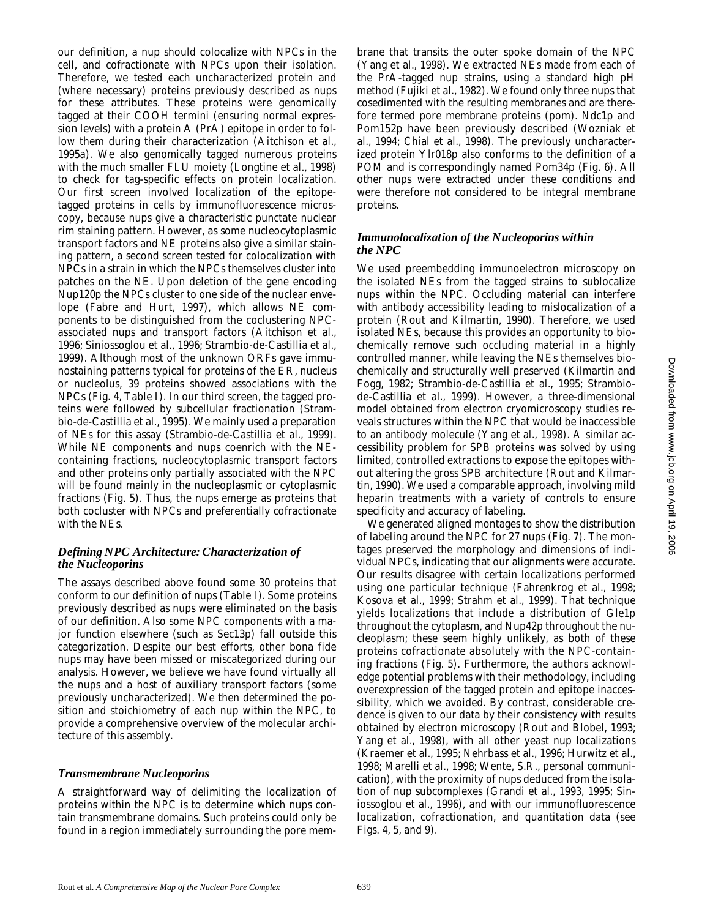our definition, a nup should colocalize with NPCs in the cell, and cofractionate with NPCs upon their isolation. Therefore, we tested each uncharacterized protein and (where necessary) proteins previously described as nups for these attributes. These proteins were genomically tagged at their COOH termini (ensuring normal expression levels) with a protein A (PrA) epitope in order to follow them during their characterization (Aitchison et al., 1995a). We also genomically tagged numerous proteins with the much smaller FLU moiety (Longtine et al., 1998) to check for tag-specific effects on protein localization. Our first screen involved localization of the epitope-tagged proteins in cells by immunofluorescence microscopy, because nups give a characteristic punctate nuclear rim staining pattern. However, as some nucleocytoplasmic transport factors and NE proteins also give a similar staining pattern, a second screen tested for colocalization with NPCs in a strain in which the NPCs themselves cluster into patches on the NE. Upon deletion of the gene encoding Nup120p the NPCs cluster to one side of the nuclear envelope (Fabre and Hurt, 1997), which allows NE components to be distinguished from the coclustering NPC-associated nups and transport factors (Aitchison et al., 1996; Siniossoglou et al., 1996; Strambio-de-Castillia et al., 1999). Although most of the unknown ORFs gave immunostaining patterns typical for proteins of the ER, nucleus or nucleolus, 39 proteins showed associations with the NPCs (Fig. 4, Table I). In our third screen, the tagged proteins were followed by subcellular fractionation (Strambio-de-Castillia et al., 1995). We mainly used a preparation of NEs for this assay (Strambio-de-Castillia et al., 1999). While NE components and nups coenrich with the NE-containing fractions, nucleocytoplasmic transport factors and other proteins only partially associated with the NPC will be found mainly in the nucleoplasmic or cytoplasmic fractions (Fig. 5). Thus, the nups emerge as proteins that both cocluster with NPCs and preferentially cofractionate with the NEs.

### *Defining NPC Architecture: Characterization of the Nucleoporins*

The assays described above found some 30 proteins that conform to our definition of nups (Table I). Some proteins previously described as nups were eliminated on the basis of our definition. Also some NPC components with a major function elsewhere (such as Sec13p) fall outside this categorization. Despite our best efforts, other bona fide nups may have been missed or miscategorized during our analysis. However, we believe we have found virtually all the nups and a host of auxiliary transport factors (some previously uncharacterized). We then determined the position and stoichiometry of each nup within the NPC, to provide a comprehensive overview of the molecular architecture of this assembly.

### *Transmembrane Nucleoporins*

A straightforward way of delimiting the localization of proteins within the NPC is to determine which nups contain transmembrane domains. Such proteins could only be found in a region immediately surrounding the pore membrane that transits the outer spoke domain of the NPC (Yang et al., 1998). We extracted NEs made from each of the PrA-tagged nup strains, using a standard high pH method (Fujiki et al., 1982). We found only three nups that cosedimented with the resulting membranes and are therefore termed pore membrane proteins (pom). Ndc1p and Pom152p have been previously described (Wozniak et al., 1994; Chial et al., 1998). The previously uncharacterized protein Ylr018p also conforms to the definition of a POM and is correspondingly named Pom34p (Fig. 6). All other nups were extracted under these conditions and were therefore not considered to be integral membrane proteins.

### *Immunolocalization of the Nucleoporins within the NPC*

We used preembedding immunoelectron microscopy on the isolated NEs from the tagged strains to sublocalize nups within the NPC. Occluding material can interfere with antibody accessibility leading to mislocalization of a protein (Rout and Kilmartin, 1990). Therefore, we used isolated NEs, because this provides an opportunity to biochemically remove such occluding material in a highly controlled manner, while leaving the NEs themselves biochemically and structurally well preserved (Kilmartin and Fogg, 1982; Strambio-de-Castillia et al., 1995; Strambio-de-Castillia et al., 1999). However, a three-dimensional model obtained from electron cryomicroscopy studies reveals structures within the NPC that would be inaccessible to an antibody molecule (Yang et al., 1998). A similar accessibility problem for SPB proteins was solved by using limited, controlled extractions to expose the epitopes without altering the gross SPB architecture (Rout and Kilmartin, 1990). We used a comparable approach, involving mild heparin treatments with a variety of controls to ensure specificity and accuracy of labeling.

We generated aligned montages to show the distribution of labeling around the NPC for 27 nups (Fig. 7). The montages preserved the morphology and dimensions of individual NPCs, indicating that our alignments were accurate. Our results disagree with certain localizations performed using one particular technique (Fahrenkrog et al., 1998; Kosova et al., 1999; Strahm et al., 1999). That technique yields localizations that include a distribution of Gle1p throughout the cytoplasm, and Nup42p throughout the nucleoplasm; these seem highly unlikely, as both of these proteins cofractionate absolutely with the NPC-containing fractions (Fig. 5). Furthermore, the authors acknowledge potential problems with their methodology, including overexpression of the tagged protein and epitope inaccessibility, which we avoided. By contrast, considerable credence is given to our data by their consistency with results obtained by electron microscopy (Rout and Blobel, 1993; Yang et al., 1998), with all other yeast nup localizations (Kraemer et al., 1995; Nehrbass et al., 1996; Hurwitz et al., 1998; Marelli et al., 1998; Wente, S.R., personal communication), with the proximity of nups deduced from the isolation of nup subcomplexes (Grandi et al., 1993, 1995; Siniossoglou et al., 1996), and with our immunofluorescence localization, cofractionation, and quantitation data (see Figs. 4, 5, and 9).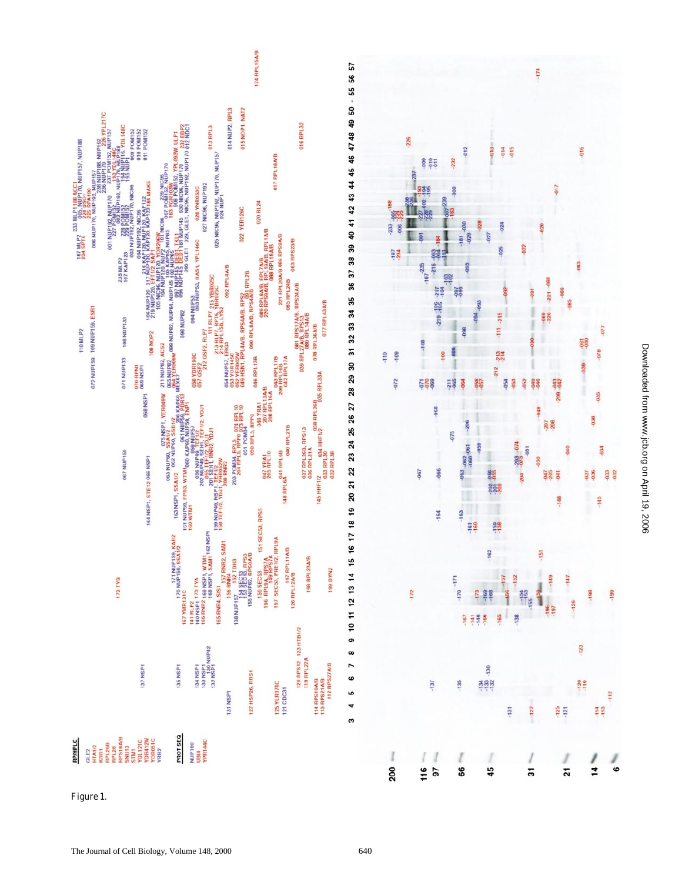Figure 1.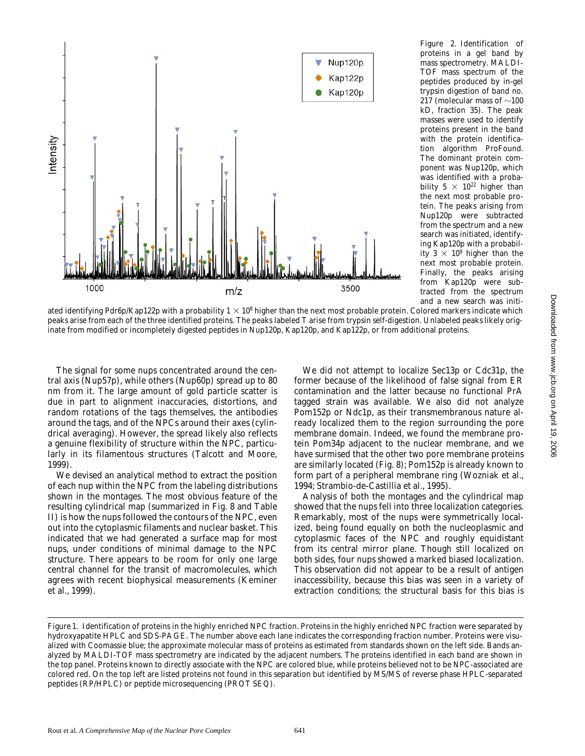Figure 2. Identification of proteins in a gel band by mass spectrometry. MALDI-TOF mass spectrum of the peptides produced by in-gel trypsin digestion of band no. 217 (molecular mass of ~100 kD, fraction 35). The peak masses were used to identify proteins present in the band with the protein identification algorithm ProFound. The dominant protein component was Nup120p, which was identified with a probability $5 \times 10^{22}$ higher than the next most probable protein. The peaks arising from Nup120p were subtracted from the spectrum and a new search was initiated, identifying Kap120p with a probability $3 \times 10^{9}$ higher than the next most probable protein. Finally, the peaks arising from Kap120p were subtracted from the spectrum and a new search was initiated identifying Pdr6p/Kap122p with a probability $1 \times 10^{8}$ higher than the next most probable protein. Colored markers indicate which peaks arise from each of the three identified proteins. The peaks labeled T arise from trypsin self-digestion. Unlabeled peaks likely originate from modified or incompletely digested peptides in Nup120p, Kap120p, and Kap122p, or from additional proteins.

The signal for some nups concentrated around the central axis (Nup57p), while others (Nup60p) spread up to 80 nm from it. The large amount of gold particle scatter is due in part to alignment inaccuracies, distortions, and random rotations of the tags themselves, the antibodies around the tags, and of the NPCs around their axes (cylindrical averaging). However, the spread likely also reflects a genuine flexibility of structure within the NPC, particularly in its filamentous structures (Talcott and Moore, 1999).

We devised an analytical method to extract the position of each nup within the NPC from the labeling distributions shown in the montages. The most obvious feature of the resulting cylindrical map (summarized in Fig. 8 and Table II) is how the nups followed the contours of the NPC, even out into the cytoplasmic filaments and nuclear basket. This indicated that we had generated a surface map for most nups, under conditions of minimal damage to the NPC structure. There appears to be room for only one large central channel for the transit of macromolecules, which agrees with recent biophysical measurements (Keminer et al., 1999).

We did not attempt to localize Sec13p or Cdc31p, the former because of the likelihood of false signal from ER contamination and the latter because no functional PrA tagged strain was available. We also did not analyze Pom152p or Ndc1p, as their transmembranous nature already localized them to the region surrounding the pore membrane domain. Indeed, we found the membrane protein Pom34p adjacent to the nuclear membrane, and we have surmised that the other two pore membrane proteins are similarly located (Fig. 8); Pom152p is already known to form part of a peripheral membrane ring (Wozniak et al., 1994; Strambio-de-Castillia et al., 1995).

Analysis of both the montages and the cylindrical map showed that the nups fell into three localization categories. Remarkably, most of the nups were symmetrically localized, being found equally on both the nucleoplasmic and cytoplasmic faces of the NPC and roughly equidistant from its central mirror plane. Though still localized on both sides, four nups showed a marked biased localization. This observation did not appear to be a result of antigen inaccessibility, because this bias was seen in a variety of extraction conditions; the structural basis for this bias is

Figure 1. Identification of proteins in the highly enriched NPC fraction. Proteins in the highly enriched NPC fraction were separated by hydroxyapatite HPLC and SDS-PAGE. The number above each lane indicates the corresponding fraction number. Proteins were visualized with Coomassie blue; the approximate molecular mass of proteins as estimated from standards shown on the left side. Bands analyzed by MALDI-TOF mass spectrometry are indicated by the adjacent numbers. The proteins identified in each band are shown in the top panel. Proteins known to directly associate with the NPC are colored blue, while proteins believed not to be NPC-associated are colored red. On the top left are listed proteins not found in this separation but identified by MS/MS of reverse phase HPLC-separated peptides (RP/HPLC) or peptide microsequencing (PROT SEQ).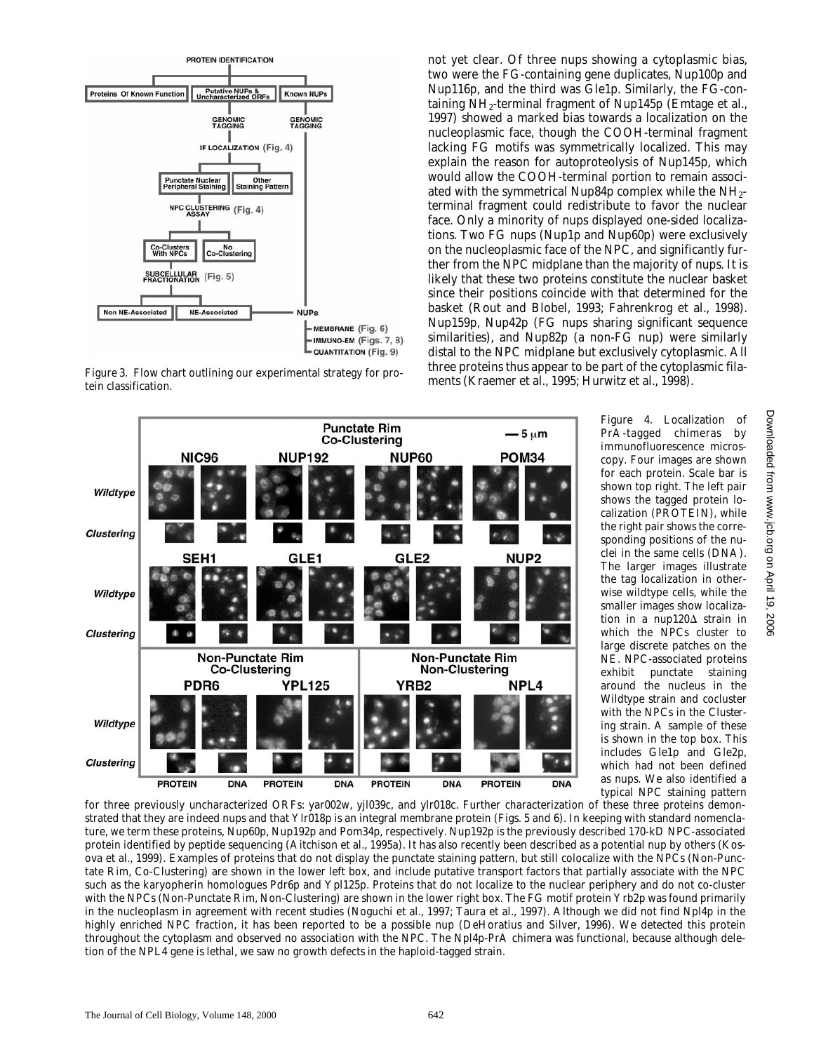Figure 3. Flow chart outlining our experimental strategy for protein classification.

not yet clear. Of three nups showing a cytoplasmic bias, two were the FG-containing gene duplicates, Nup100p and Nup116p, and the third was Gle1p. Similarly, the FG-containing $NH_2$-terminal fragment of Nup145p (Emtage et al., 1997) showed a marked bias towards a localization on the nucleoplasmic face, though the COOH-terminal fragment lacking FG motifs was symmetrically localized. This may explain the reason for autoproteolysis of Nup145p, which would allow the COOH-terminal portion to remain associated with the symmetrical Nup84p complex while the $NH_2$-terminal fragment could redistribute to favor the nuclear face. Only a minority of nups displayed one-sided localizations. Two FG nups (Nup1p and Nup60p) were exclusively on the nucleoplasmic face of the NPC, and significantly further from the NPC midplane than the majority of nups. It is likely that these two proteins constitute the nuclear basket since their positions coincide with that determined for the basket (Rout and Blobel, 1993; Fahrenkrog et al., 1998). Nup159p, Nup42p (FG nups sharing significant sequence similarities), and Nup82p (a non-FG nup) were similarly distal to the NPC midplane but exclusively cytoplasmic. All three proteins thus appear to be part of the cytoplasmic filaments (Kraemer et al., 1995; Hurwitz et al., 1998).

Figure 4. Localization of PrA-tagged chimeras by immunofluorescence microscopy. Four images are shown for each protein. Scale bar is shown top right. The left pair shows the tagged protein localization (PROTEIN), while the right pair shows the corresponding positions of the nuclei in the same cells (DNA). The larger images illustrate the tag localization in otherwise wildtype cells, while the smaller images show localization in a nup120Δ strain in which the NPCs cluster to large discrete patches on the NE. NPC-associated proteins exhibit punctate staining around the nucleus in the Wildtype strain and cocluster with the NPCs in the Clustering strain. A sample of these is shown in the top box. This includes Gle1p and Gle2p, which had not been defined as nups. We also identified a typical NPC staining pattern for three previously uncharacterized ORFs: yar002w, yjl039c, and ylr018c. Further characterization of these three proteins demonstrated that they are indeed nups and that Ylr018p is an integral membrane protein (Figs. 5 and 6). In keeping with standard nomenclature, we term these proteins, Nup60p, Nup192p and Pom34p, respectively. Nup192p is the previously described 170-kD NPC-associated protein identified by peptide sequencing (Aitchison et al., 1995a). It has also recently been described as a potential nup by others (Kosova et al., 1999). Examples of proteins that do not display the punctate staining pattern, but still colocalize with the NPCs (Non-Punctate Rim, Co-Clustering) are shown in the lower left box, and include putative transport factors that partially associate with the NPC such as the karyopherin homologues Pdr6p and Ypl125p. Proteins that do not localize to the nuclear periphery and do not co-cluster with the NPCs (Non-Punctate Rim, Non-Clustering) are shown in the lower right box. The FG motif protein Yrb2p was found primarily in the nucleoplasm in agreement with recent studies (Noguchi et al., 1997; Taura et al., 1997). Although we did not find Npl4p in the highly enriched NPC fraction, it has been reported to be a possible nup (DeHoratius and Silver, 1996). We detected this protein throughout the cytoplasm and observed no association with the NPC. The Npl4p-PrA chimera was functional, because although deletion of the NPL4 gene is lethal, we saw no growth defects in the haploid-tagged strain.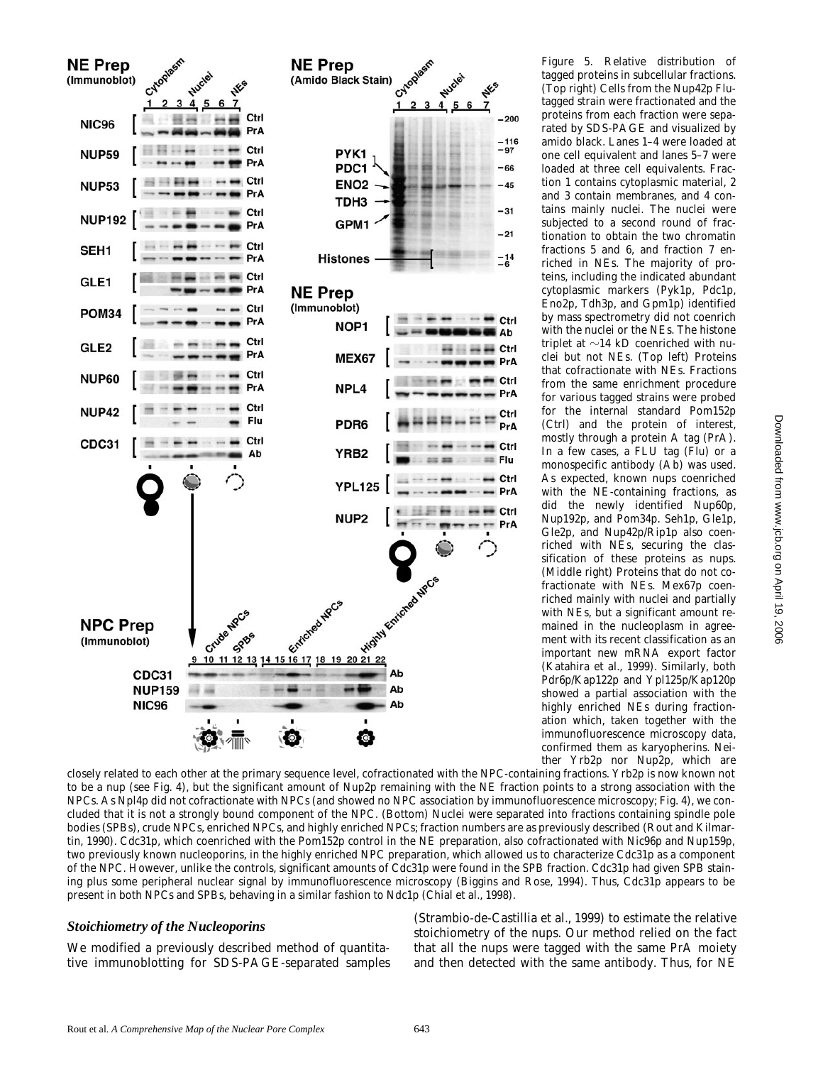Figure 5. Relative distribution of tagged proteins in subcellular fractions. (Top right) Cells from the Nup42p Flu-tagged strain were fractionated and the proteins from each fraction were separated by SDS-PAGE and visualized by amido black. Lanes 1–4 were loaded at one cell equivalent and lanes 5–7 were loaded at three cell equivalents. Fraction 1 contains cytoplasmic material, 2 and 3 contain membranes, and 4 contains mainly nuclei. The nuclei were subjected to a second round of fractionation to obtain the two chromatin fractions 5 and 6, and fraction 7 enriched in NEs. The majority of proteins, including the indicated abundant cytoplasmic markers (Pyk1p, Pdc1p, Eno2p, Tdh3p, and Gpm1p) identified by mass spectrometry did not coenrich with the nuclei or the NEs. The histone triplet at ∼14 kD coenriched with nuclei but not NEs. (Top left) Proteins that cofractionate with NEs. Fractions from the same enrichment procedure for various tagged strains were probed for the internal standard Pom152p (Ctrl) and the protein of interest, mostly through a protein A tag (PrA). In a few cases, a FLU tag (Flu) or a monospecific antibody (Ab) was used. As expected, known nups coenriched with the NE-containing fractions, as did the newly identified Nup60p, Nup192p, and Pom34p. Seh1p, Gle1p, Gle2p, and Nup42p/Rip1p also coenriched with NEs, securing the classification of these proteins as nups. (Middle right) Proteins that do not cofractionate with NEs. Mex67p coenriched mainly with nuclei and partially with NEs, but a significant amount remained in the nucleoplasm in agreement with its recent classification as an important new mRNA export factor (Katahira et al., 1999). Similarly, both Pdr6p/Kap122p and Ypl125p/Kap120p showed a partial association with the highly enriched NEs during fractionation which, taken together with the immunofluorescence microscopy data, confirmed them as karyopherins. Neither Yrb2p nor Nup2p, which are closely related to each other at the primary sequence level, cofractionated with the NPC-containing fractions. Yrb2p is now known not to be a nup (see Fig. 4), but the significant amount of Nup2p remaining with the NE fraction points to a strong association with the NPCs. As Npl4p did not cofractionate with NPCs (and showed no NPC association by immunofluorescence microscopy; Fig. 4), we concluded that it is not a strongly bound component of the NPC. (Bottom) Nuclei were separated into fractions containing spindle pole bodies (SPBs), crude NPCs, enriched NPCs, and highly enriched NPCs; fraction numbers are as previously described (Rout and Kilmartin, 1990). Cdc31p, which coenriched with the Pom152p control in the NE preparation, also cofractionated with Nic96p and Nup159p, two previously known nucleoporins, in the highly enriched NPC preparation, which allowed us to characterize Cdc31p as a component of the NPC. However, unlike the controls, significant amounts of Cdc31p were found in the SPB fraction. Cdc31p had given SPB staining plus some peripheral nuclear signal by immunofluorescence microscopy (Biggins and Rose, 1994). Thus, Cdc31p appears to be present in both NPCs and SPBs, behaving in a similar fashion to Ndc1p (Chial et al., 1998).

### *Stoichiometry of the Nucleoporins*

We modified a previously described method of quantitative immunoblotting for SDS-PAGE-separated samples (Strambio-de-Castillia et al., 1999) to estimate the relative stoichiometry of the nups. Our method relied on the fact that all the nups were tagged with the same PrA moiety and then detected with the same antibody. Thus, for NE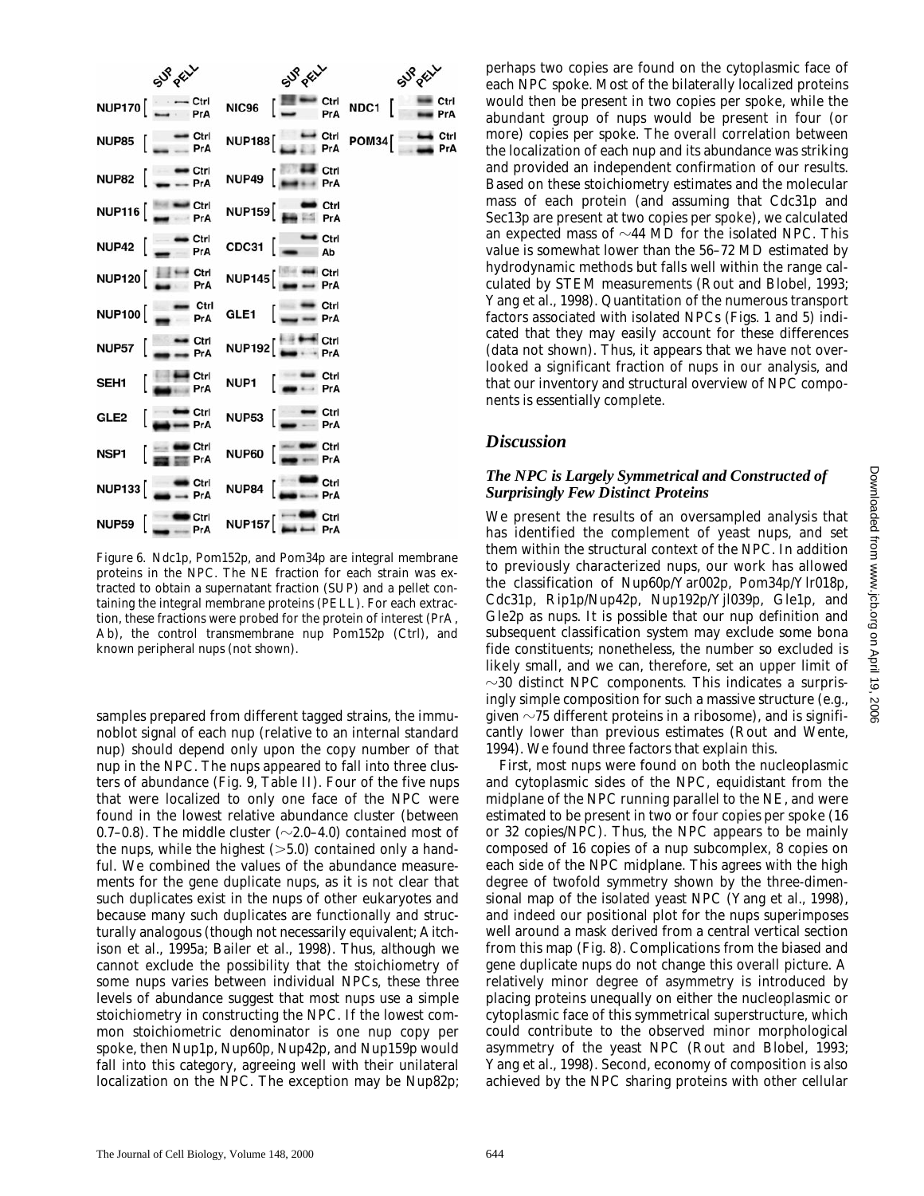Figure 6. Ndc1p, Pom152p, and Pom34p are integral membrane proteins in the NPC. The NE fraction for each strain was extracted to obtain a supernatant fraction (SUP) and a pellet containing the integral membrane proteins (PELL). For each extraction, these fractions were probed for the protein of interest (PrA, Ab), the control transmembrane nup Pom152p (Ctrl), and known peripheral nups (not shown).

samples prepared from different tagged strains, the immunoblot signal of each nup (relative to an internal standard nup) should depend only upon the copy number of that nup in the NPC. The nups appeared to fall into three clusters of abundance (Fig. 9, Table II). Four of the five nups that were localized to only one face of the NPC were found in the lowest relative abundance cluster (between 0.7–0.8). The middle cluster (~2.0–4.0) contained most of the nups, while the highest (>5.0) contained only a handful. We combined the values of the abundance measurements for the gene duplicate nups, as it is not clear that such duplicates exist in the nups of other eukaryotes and because many such duplicates are functionally and structurally analogous (though not necessarily equivalent; Aitchison et al., 1995a; Bailer et al., 1998). Thus, although we cannot exclude the possibility that the stoichiometry of some nups varies between individual NPCs, these three levels of abundance suggest that most nups use a simple stoichiometry in constructing the NPC. If the lowest common stoichiometric denominator is one nup copy per spoke, then Nup1p, Nup60p, Nup42p, and Nup159p would fall into this category, agreeing well with their unilateral localization on the NPC. The exception may be Nup82p; perhaps two copies are found on the cytoplasmic face of each NPC spoke. Most of the bilaterally localized proteins would then be present in two copies per spoke, while the abundant group of nups would be present in four (or more) copies per spoke. The overall correlation between the localization of each nup and its abundance was striking and provided an independent confirmation of our results. Based on these stoichiometry estimates and the molecular mass of each protein (and assuming that Cdc31p and Sec13p are present at two copies per spoke), we calculated an expected mass of ~44 MD for the isolated NPC. This value is somewhat lower than the 56–72 MD estimated by hydrodynamic methods but falls well within the range calculated by STEM measurements (Rout and Blobel, 1993; Yang et al., 1998). Quantitation of the numerous transport factors associated with isolated NPCs (Figs. 1 and 5) indicated that they may easily account for these differences (data not shown). Thus, it appears that we have not overlooked a significant fraction of nups in our analysis, and that our inventory and structural overview of NPC components is essentially complete.

## Discussion

### The NPC is Largely Symmetrical and Constructed of Surprisingly Few Distinct Proteins

We present the results of an oversampled analysis that has identified the complement of yeast nups, and set them within the structural context of the NPC. In addition to previously characterized nups, our work has allowed the classification of Nup60p/Yar002p, Pom34p/Ylr018p, Cdc31p, Rip1p/Nup42p, Nup192p/Yjl039p, Gle1p, and Gle2p as nups. It is possible that our nup definition and subsequent classification system may exclude some bona fide constituents; nonetheless, the number so excluded is likely small, and we can, therefore, set an upper limit of ~30 distinct NPC components. This indicates a surprisingly simple composition for such a massive structure (e.g., given ~75 different proteins in a ribosome), and is significantly lower than previous estimates (Rout and Wente, 1994). We found three factors that explain this.

First, most nups were found on both the nucleoplasmic and cytoplasmic sides of the NPC, equidistant from the midplane of the NPC running parallel to the NE, and were estimated to be present in two or four copies per spoke (16 or 32 copies/NPC). Thus, the NPC appears to be mainly composed of 16 copies of a nup subcomplex, 8 copies on each side of the NPC midplane. This agrees with the high degree of twofold symmetry shown by the three-dimensional map of the isolated yeast NPC (Yang et al., 1998), and indeed our positional plot for the nups superimposes well around a mask derived from a central vertical section from this map (Fig. 8). Complications from the biased and gene duplicate nups do not change this overall picture. A relatively minor degree of asymmetry is introduced by placing proteins unequally on either the nucleoplasmic or cytoplasmic face of this symmetrical superstructure, which could contribute to the observed minor morphological asymmetry of the yeast NPC (Rout and Blobel, 1993; Yang et al., 1998). Second, economy of composition is also achieved by the NPC sharing proteins with other cellular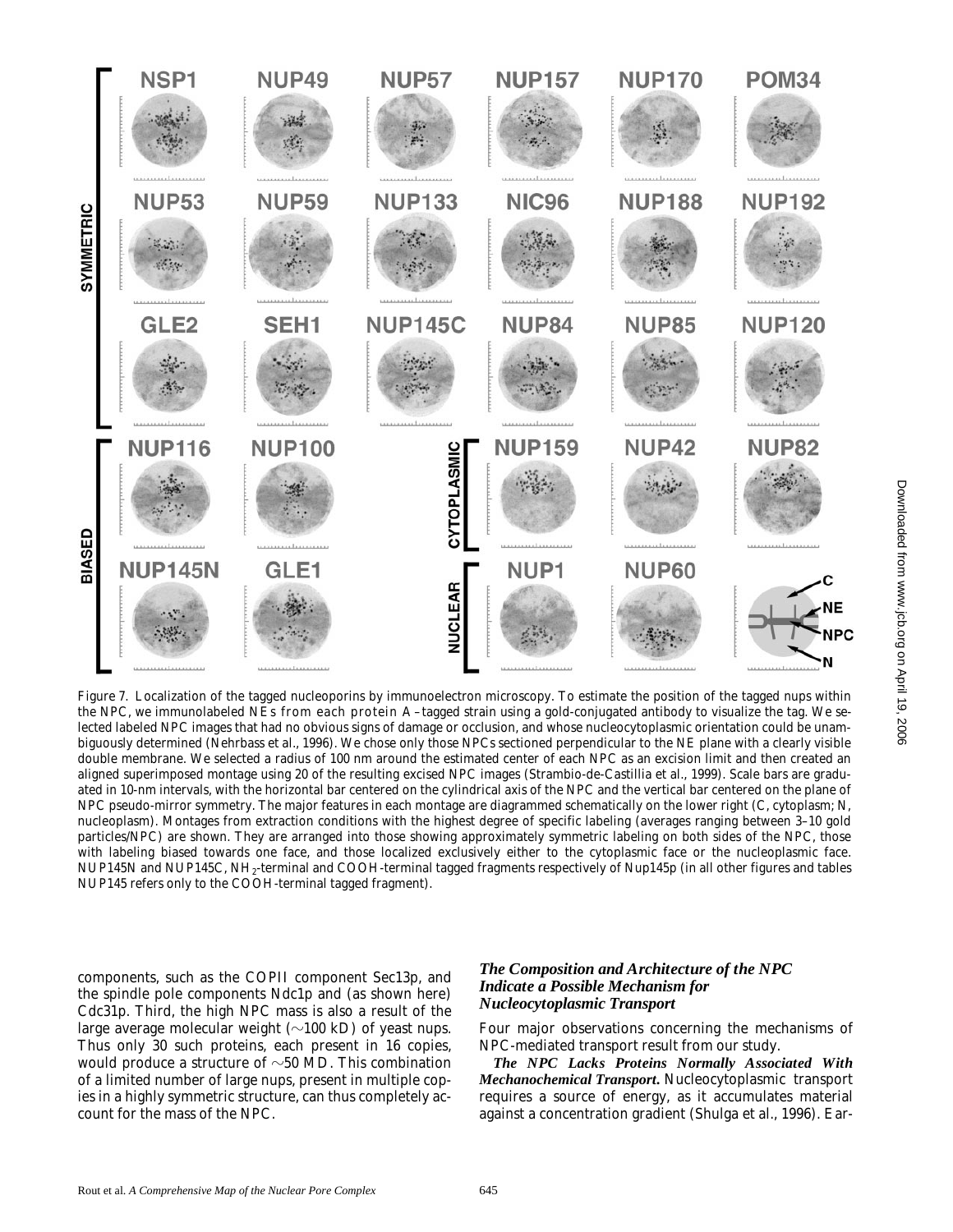Figure 7. Localization of the tagged nucleoporins by immunoelectron microscopy. To estimate the position of the tagged nups within the NPC, we immunolabeled NEs from each protein A–tagged strain using a gold-conjugated antibody to visualize the tag. We selected labeled NPC images that had no obvious signs of damage or occlusion, and whose nucleocytoplasmic orientation could be unambiguously determined (Nehrbass et al., 1996). We chose only those NPCs sectioned perpendicular to the NE plane with a clearly visible double membrane. We selected a radius of 100 nm around the estimated center of each NPC as an excision limit and then created an aligned superimposed montage using 20 of the resulting excised NPC images (Strambio-de-Castillia et al., 1999). Scale bars are graduated in 10-nm intervals, with the horizontal bar centered on the cylindrical axis of the NPC and the vertical bar centered on the plane of NPC pseudo-mirror symmetry. The major features in each montage are diagrammed schematically on the lower right (C, cytoplasm; N, nucleoplasm). Montages from extraction conditions with the highest degree of specific labeling (averages ranging between 3–10 gold particles/NPC) are shown. They are arranged into those showing approximately symmetric labeling on both sides of the NPC, those with labeling biased towards one face, and those localized exclusively either to the cytoplasmic face or the nucleoplasmic face. NUP145N and NUP145C, $NH_2$-terminal and COOH-terminal tagged fragments respectively of Nup145p (in all other figures and tables NUP145 refers only to the COOH-terminal tagged fragment).

components, such as the COPII component Sec13p, and the spindle pole components Ndc1p and (as shown here) Cdc31p. Third, the high NPC mass is also a result of the large average molecular weight (~100 kD) of yeast nups. Thus only 30 such proteins, each present in 16 copies, would produce a structure of ~50 MD. This combination of a limited number of large nups, present in multiple copies in a highly symmetric structure, can thus completely account for the mass of the NPC.

### *The Composition and Architecture of the NPC Indicate a Possible Mechanism for Nucleocytoplasmic Transport*

Four major observations concerning the mechanisms of NPC-mediated transport result from our study.

***The NPC Lacks Proteins Normally Associated With Mechanochemical Transport.*** Nucleocytoplasmic transport requires a source of energy, as it accumulates material against a concentration gradient (Shulga et al., 1996). Ear-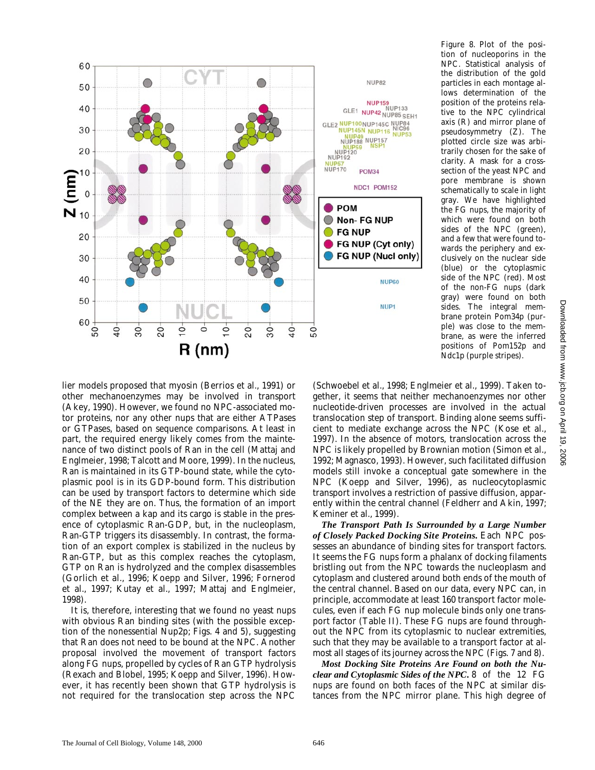Figure 8. Plot of the position of nucleoporins in the NPC. Statistical analysis of the distribution of the gold particles in each montage allows determination of the position of the proteins relative to the NPC cylindrical axis (R) and mirror plane of pseudosymmetry (Z). The plotted circle size was arbitrarily chosen for the sake of clarity. A mask for a cross-section of the yeast NPC and pore membrane is shown schematically to scale in light gray. We have highlighted the FG nups, the majority of which were found on both sides of the NPC (green), and a few that were found towards the periphery and exclusively on the nuclear side (blue) or the cytoplasmic side of the NPC (red). Most of the non-FG nups (dark gray) were found on both sides. The integral membrane protein Pom34p (purple) was close to the membrane, as were the inferred positions of Pom152p and Ndc1p (purple stripes).

lier models proposed that myosin (Berrios et al., 1991) or other mechanoenzymes may be involved in transport (Akey, 1990). However, we found no NPC-associated motor proteins, nor any other nups that are either ATPases or GTPases, based on sequence comparisons. At least in part, the required energy likely comes from the maintenance of two distinct pools of Ran in the cell (Mattaj and Englmeier, 1998; Talcott and Moore, 1999). In the nucleus, Ran is maintained in its GTP-bound state, while the cytoplasmic pool is in its GDP-bound form. This distribution can be used by transport factors to determine which side of the NE they are on. Thus, the formation of an import complex between a kap and its cargo is stable in the presence of cytoplasmic Ran-GDP, but, in the nucleoplasm, Ran-GTP triggers its disassembly. In contrast, the formation of an export complex is stabilized in the nucleus by Ran-GTP, but as this complex reaches the cytoplasm, GTP on Ran is hydrolyzed and the complex disassembles (Gorlich et al., 1996; Koepp and Silver, 1996; Fornerod et al., 1997; Kutay et al., 1997; Mattaj and Englmeier, 1998).

It is, therefore, interesting that we found no yeast nups with obvious Ran binding sites (with the possible exception of the nonessential Nup2p; Figs. 4 and 5), suggesting that Ran does not need to be bound at the NPC. Another proposal involved the movement of transport factors along FG nups, propelled by cycles of Ran GTP hydrolysis (Rexach and Blobel, 1995; Koepp and Silver, 1996). However, it has recently been shown that GTP hydrolysis is not required for the translocation step across the NPC (Schwoebel et al., 1998; Englmeier et al., 1999). Taken together, it seems that neither mechanoenzymes nor other nucleotide-driven processes are involved in the actual translocation step of transport. Binding alone seems sufficient to mediate exchange across the NPC (Kose et al., 1997). In the absence of motors, translocation across the NPC is likely propelled by Brownian motion (Simon et al., 1992; Magnasco, 1993). However, such facilitated diffusion models still invoke a conceptual gate somewhere in the NPC (Koepp and Silver, 1996), as nucleocytoplasmic transport involves a restriction of passive diffusion, apparently within the central channel (Feldherr and Akin, 1997; Keminer et al., 1999).

***The Transport Path Is Surrounded by a Large Number of Closely Packed Docking Site Proteins.*** Each NPC possesses an abundance of binding sites for transport factors. It seems the FG nups form a phalanx of docking filaments bristling out from the NPC towards the nucleoplasm and cytoplasm and clustered around both ends of the mouth of the central channel. Based on our data, every NPC can, in principle, accommodate at least 160 transport factor molecules, even if each FG nup molecule binds only one transport factor (Table II). These FG nups are found throughout the NPC from its cytoplasmic to nuclear extremities, such that they may be available to a transport factor at almost all stages of its journey across the NPC (Figs. 7 and 8).

***Most Docking Site Proteins Are Found on both the Nuclear and Cytoplasmic Sides of the NPC.*** 8 of the 12 FG nups are found on both faces of the NPC at similar distances from the NPC mirror plane. This high degree of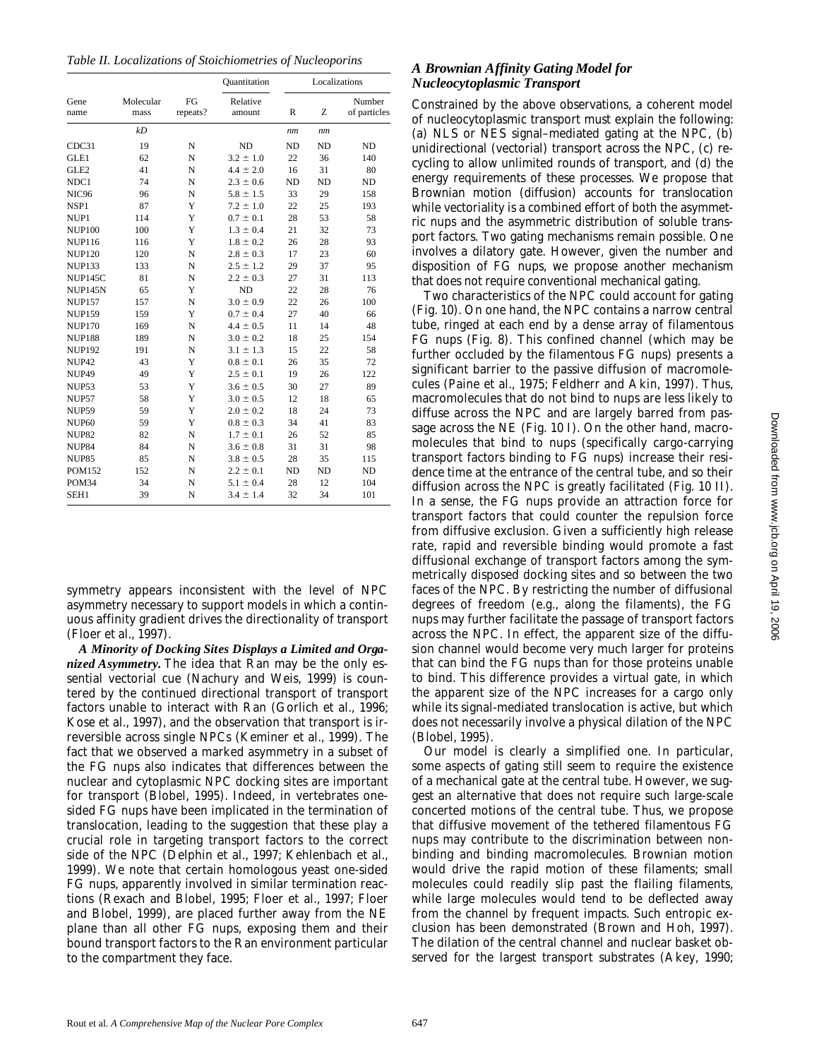*Table II. Localizations of Stoichiometries of Nucleoporins*

| Gene name | Molecular mass | FG repeats? | Quantitation | Localizations | | |
|---|---|---|---|---|---|---|
| | | | Relative amount | R | Z | Number of particles |
| | kD | | | nm | nm | |
| CDC31 | 19 | N | ND | ND | ND | ND |
| GLE1 | 62 | N | 3.2 ± 1.0 | 22 | 36 | 140 |
| GLE2 | 41 | N | 4.4 ± 2.0 | 16 | 31 | 80 |
| NDC1 | 74 | N | 2.3 ± 0.6 | ND | ND | ND |
| NIC96 | 96 | N | 5.8 ± 1.5 | 33 | 29 | 158 |
| NSP1 | 87 | Y | 7.2 ± 1.0 | 22 | 25 | 193 |
| NUP1 | 114 | Y | 0.7 ± 0.1 | 28 | 53 | 58 |
| NUP100 | 100 | Y | 1.3 ± 0.4 | 21 | 32 | 73 |
| NUP116 | 116 | Y | 1.8 ± 0.2 | 26 | 28 | 93 |
| NUP120 | 120 | N | 2.8 ± 0.3 | 17 | 23 | 60 |
| NUP133 | 133 | N | 2.5 ± 1.2 | 29 | 37 | 95 |
| NUP145C | 81 | N | 2.2 ± 0.3 | 27 | 31 | 113 |
| NUP145N | 65 | Y | ND | 22 | 28 | 76 |
| NUP157 | 157 | N | 3.0 ± 0.9 | 22 | 26 | 100 |
| NUP159 | 159 | Y | 0.7 ± 0.4 | 27 | 40 | 66 |
| NUP170 | 169 | N | 4.4 ± 0.5 | 11 | 14 | 48 |
| NUP188 | 189 | N | 3.0 ± 0.2 | 18 | 25 | 154 |
| NUP192 | 191 | N | 3.1 ± 1.3 | 15 | 22 | 58 |
| NUP42 | 43 | Y | 0.8 ± 0.1 | 26 | 35 | 72 |
| NUP49 | 49 | Y | 2.5 ± 0.1 | 19 | 26 | 122 |
| NUP53 | 53 | Y | 3.6 ± 0.5 | 30 | 27 | 89 |
| NUP57 | 58 | Y | 3.0 ± 0.5 | 12 | 18 | 65 |
| NUP59 | 59 | Y | 2.0 ± 0.2 | 18 | 24 | 73 |
| NUP60 | 59 | Y | 0.8 ± 0.3 | 34 | 41 | 83 |
| NUP82 | 82 | N | 1.7 ± 0.1 | 26 | 52 | 85 |
| NUP84 | 84 | N | 3.6 ± 0.8 | 31 | 31 | 98 |
| NUP85 | 85 | N | 3.8 ± 0.5 | 28 | 35 | 115 |
| POM152 | 152 | N | 2.2 ± 0.1 | ND | ND | ND |
| POM34 | 34 | N | 5.1 ± 0.4 | 28 | 12 | 104 |
| SEH1 | 39 | N | 3.4 ± 1.4 | 32 | 34 | 101 |

symmetry appears inconsistent with the level of NPC asymmetry necessary to support models in which a continuous affinity gradient drives the directionality of transport (Floer et al., 1997).

***A Minority of Docking Sites Displays a Limited and Organized Asymmetry.*** The idea that Ran may be the only essential vectorial cue (Nachury and Weis, 1999) is countered by the continued directional transport of transport factors unable to interact with Ran (Gorlich et al., 1996; Kose et al., 1997), and the observation that transport is irreversible across single NPCs (Keminer et al., 1999). The fact that we observed a marked asymmetry in a subset of the FG nups also indicates that differences between the nuclear and cytoplasmic NPC docking sites are important for transport (Blobel, 1995). Indeed, in vertebrates one-sided FG nups have been implicated in the termination of translocation, leading to the suggestion that these play a crucial role in targeting transport factors to the correct side of the NPC (Delphin et al., 1997; Kehlenbach et al., 1999). We note that certain homologous yeast one-sided FG nups, apparently involved in similar termination reactions (Rexach and Blobel, 1995; Floer et al., 1997; Floer and Blobel, 1999), are placed further away from the NE plane than all other FG nups, exposing them and their bound transport factors to the Ran environment particular to the compartment they face.

### *A Brownian Affinity Gating Model for Nucleocytoplasmic Transport*

Constrained by the above observations, a coherent model of nucleocytoplasmic transport must explain the following: (a) NLS or NES signal–mediated gating at the NPC, (b) unidirectional (vectorial) transport across the NPC, (c) recycling to allow unlimited rounds of transport, and (d) the energy requirements of these processes. We propose that Brownian motion (diffusion) accounts for translocation while vectoriality is a combined effort of both the asymmetric nups and the asymmetric distribution of soluble transport factors. Two gating mechanisms remain possible. One involves a dilatory gate. However, given the number and disposition of FG nups, we propose another mechanism that does not require conventional mechanical gating.

Two characteristics of the NPC could account for gating (Fig. 10). On one hand, the NPC contains a narrow central tube, ringed at each end by a dense array of filamentous FG nups (Fig. 8). This confined channel (which may be further occluded by the filamentous FG nups) presents a significant barrier to the passive diffusion of macromolecules (Paine et al., 1975; Feldherr and Akin, 1997). Thus, macromolecules that do not bind to nups are less likely to diffuse across the NPC and are largely barred from passage across the NE (Fig. 10 I). On the other hand, macromolecules that bind to nups (specifically cargo-carrying transport factors binding to FG nups) increase their residence time at the entrance of the central tube, and so their diffusion across the NPC is greatly facilitated (Fig. 10 II). In a sense, the FG nups provide an attraction force for transport factors that could counter the repulsion force from diffusive exclusion. Given a sufficiently high release rate, rapid and reversible binding would promote a fast diffusional exchange of transport factors among the symmetrically disposed docking sites and so between the two faces of the NPC. By restricting the number of diffusional degrees of freedom (e.g., along the filaments), the FG nups may further facilitate the passage of transport factors across the NPC. In effect, the apparent size of the diffusion channel would become very much larger for proteins that can bind the FG nups than for those proteins unable to bind. This difference provides a virtual gate, in which the apparent size of the NPC increases for a cargo only while its signal-mediated translocation is active, but which does not necessarily involve a physical dilation of the NPC (Blobel, 1995).

Our model is clearly a simplified one. In particular, some aspects of gating still seem to require the existence of a mechanical gate at the central tube. However, we suggest an alternative that does not require such large-scale concerted motions of the central tube. Thus, we propose that diffusive movement of the tethered filamentous FG nups may contribute to the discrimination between nonbinding and binding macromolecules. Brownian motion would drive the rapid motion of these filaments; small molecules could readily slip past the flailing filaments, while large molecules would tend to be deflected away from the channel by frequent impacts. Such entropic exclusion has been demonstrated (Brown and Hoh, 1997). The dilation of the central channel and nuclear basket observed for the largest transport substrates (Akey, 1990;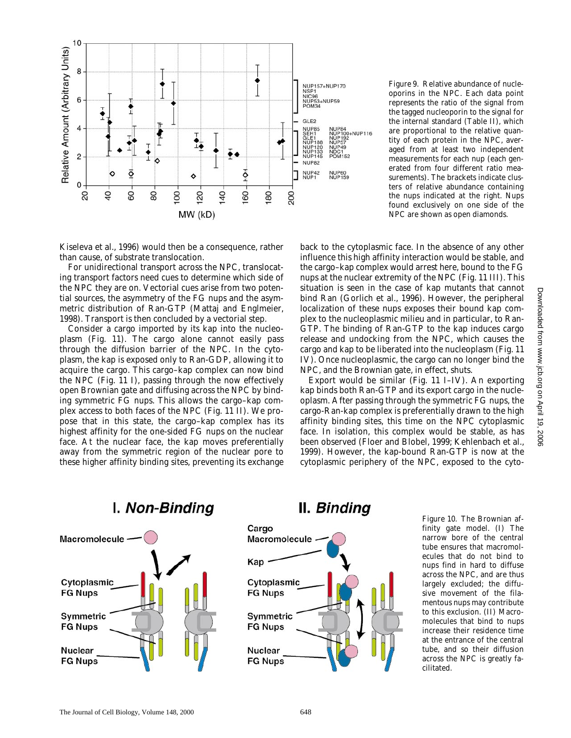Figure 9. Relative abundance of nucleoporins in the NPC. Each data point represents the ratio of the signal from the tagged nucleoporin to the signal for the internal standard (Table II), which are proportional to the relative quantity of each protein in the NPC, averaged from at least two independent measurements for each nup (each generated from four different ratio measurements). The brackets indicate clusters of relative abundance containing the nups indicated at the right. Nups found exclusively on one side of the NPC are shown as open diamonds.

Kiseleva et al., 1996) would then be a consequence, rather than cause, of substrate translocation.

For unidirectional transport across the NPC, translocating transport factors need cues to determine which side of the NPC they are on. Vectorial cues arise from two potential sources, the asymmetry of the FG nups and the asymmetric distribution of Ran-GTP (Mattaj and Englmeier, 1998). Transport is then concluded by a vectorial step.

Consider a cargo imported by its kap into the nucleoplasm (Fig. 11). The cargo alone cannot easily pass through the diffusion barrier of the NPC. In the cytoplasm, the kap is exposed only to Ran-GDP, allowing it to acquire the cargo. This cargo–kap complex can now bind the NPC (Fig. 11 I), passing through the now effectively open Brownian gate and diffusing across the NPC by binding symmetric FG nups. This allows the cargo–kap complex access to both faces of the NPC (Fig. 11 II). We propose that in this state, the cargo–kap complex has its highest affinity for the one-sided FG nups on the nuclear face. At the nuclear face, the kap moves preferentially away from the symmetric region of the nuclear pore to these higher affinity binding sites, preventing its exchange back to the cytoplasmic face. In the absence of any other influence this high affinity interaction would be stable, and the cargo–kap complex would arrest here, bound to the FG nups at the nuclear extremity of the NPC (Fig. 11 III). This situation is seen in the case of kap mutants that cannot bind Ran (Gorlich et al., 1996). However, the peripheral localization of these nups exposes their bound kap complex to the nucleoplasmic milieu and in particular, to Ran-GTP. The binding of Ran-GTP to the kap induces cargo release and undocking from the NPC, which causes the cargo and kap to be liberated into the nucleoplasm (Fig. 11 IV). Once nucleoplasmic, the cargo can no longer bind the NPC, and the Brownian gate, in effect, shuts.

Export would be similar (Fig. 11 I–IV). An exporting kap binds both Ran-GTP and its export cargo in the nucleoplasm. After passing through the symmetric FG nups, the cargo-Ran-kap complex is preferentially drawn to the high affinity binding sites, this time on the NPC cytoplasmic face. In isolation, this complex would be stable, as has been observed (Floer and Blobel, 1999; Kehlenbach et al., 1999). However, the kap-bound Ran-GTP is now at the cytoplasmic periphery of the NPC, exposed to the cyto-

Figure 10. The Brownian affinity gate model. (I) The narrow bore of the central tube ensures that macromolecules that do not bind to nups find in hard to diffuse across the NPC, and are thus largely excluded; the diffusive movement of the filamentous nups may contribute to this exclusion. (II) Macromolecules that bind to nups increase their residence time at the entrance of the central tube, and so their diffusion across the NPC is greatly facilitated.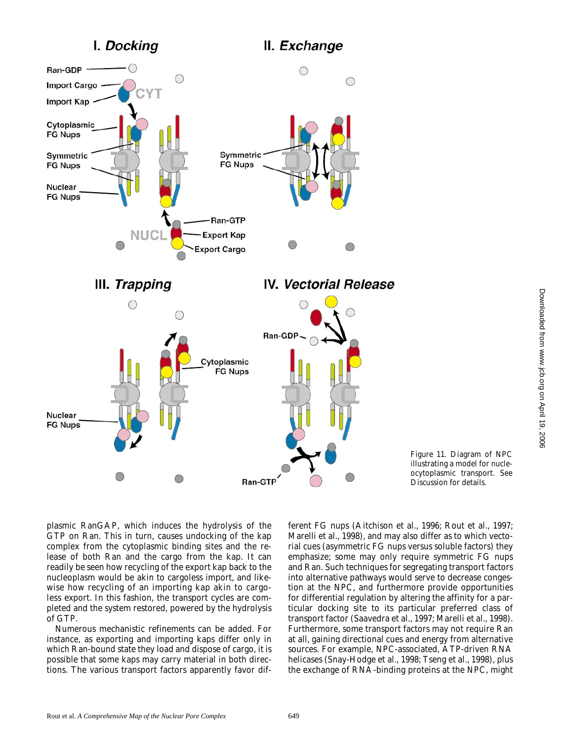Figure 11. Diagram of NPC illustrating a model for nucleocytoplasmic transport. See Discussion for details.

plasmic RanGAP, which induces the hydrolysis of the GTP on Ran. This in turn, causes undocking of the kap complex from the cytoplasmic binding sites and the release of both Ran and the cargo from the kap. It can readily be seen how recycling of the export kap back to the nucleoplasm would be akin to cargoless import, and likewise how recycling of an importing kap akin to cargoless export. In this fashion, the transport cycles are completed and the system restored, powered by the hydrolysis of GTP.

Numerous mechanistic refinements can be added. For instance, as exporting and importing kaps differ only in which Ran-bound state they load and dispose of cargo, it is possible that some kaps may carry material in both directions. The various transport factors apparently favor different FG nups (Aitchison et al., 1996; Rout et al., 1997; Marelli et al., 1998), and may also differ as to which vectorial cues (asymmetric FG nups versus soluble factors) they emphasize; some may only require symmetric FG nups and Ran. Such techniques for segregating transport factors into alternative pathways would serve to decrease congestion at the NPC, and furthermore provide opportunities for differential regulation by altering the affinity for a particular docking site to its particular preferred class of transport factor (Saavedra et al., 1997; Marelli et al., 1998). Furthermore, some transport factors may not require Ran at all, gaining directional cues and energy from alternative sources. For example, NPC-associated, ATP-driven RNA helicases (Snay-Hodge et al., 1998; Tseng et al., 1998), plus the exchange of RNA-binding proteins at the NPC, might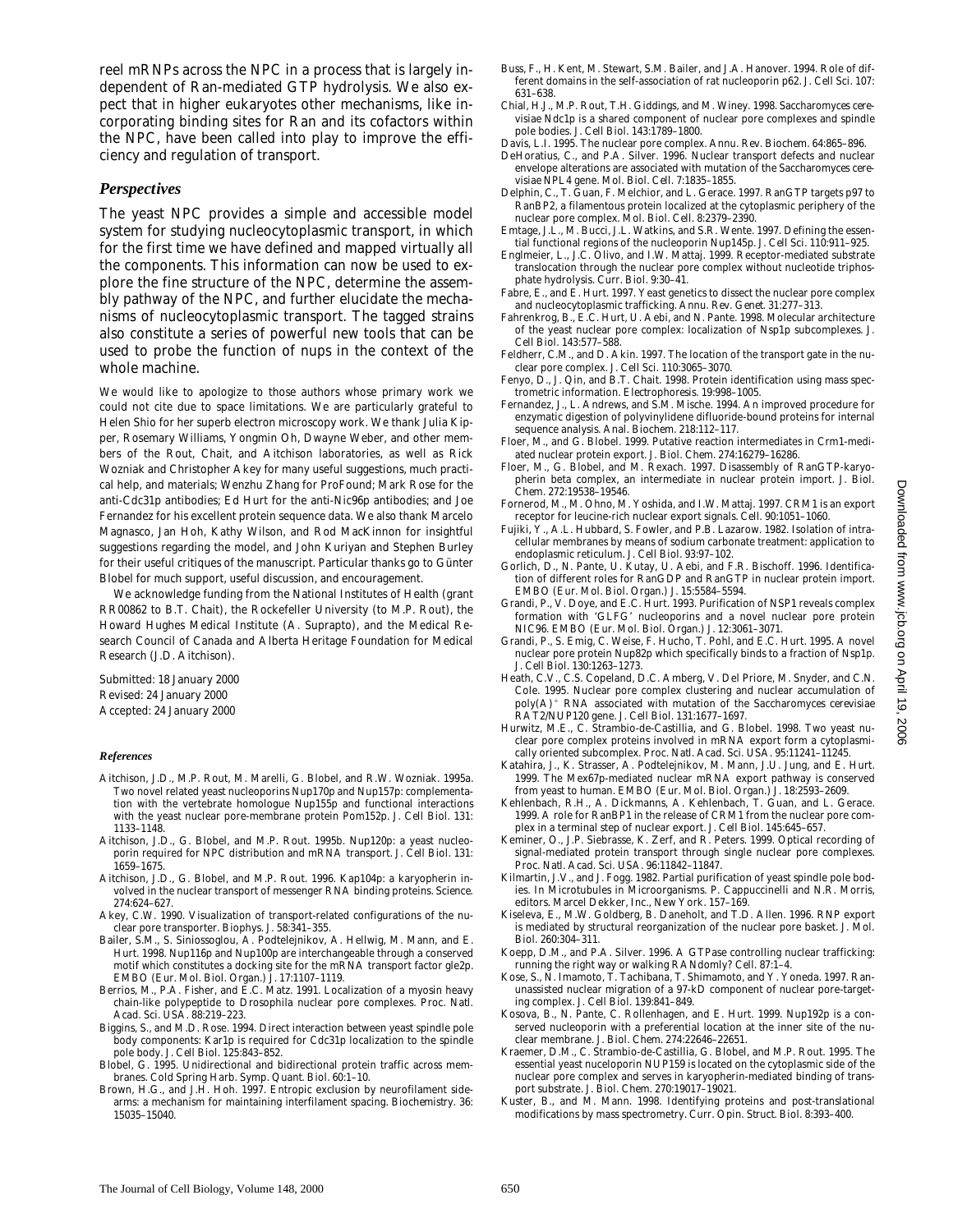reel mRNPs across the NPC in a process that is largely independent of Ran-mediated GTP hydrolysis. We also expect that in higher eukaryotes other mechanisms, like incorporating binding sites for Ran and its cofactors within the NPC, have been called into play to improve the efficiency and regulation of transport.

### *Perspectives*

The yeast NPC provides a simple and accessible model system for studying nucleocytoplasmic transport, in which for the first time we have defined and mapped virtually all the components. This information can now be used to explore the fine structure of the NPC, determine the assembly pathway of the NPC, and further elucidate the mechanisms of nucleocytoplasmic transport. The tagged strains also constitute a series of powerful new tools that can be used to probe the function of nups in the context of the whole machine.

We would like to apologize to those authors whose primary work we could not cite due to space limitations. We are particularly grateful to Helen Shio for her superb electron microscopy work. We thank Julia Kipper, Rosemary Williams, Yongmin Oh, Dwayne Weber, and other members of the Rout, Chait, and Aitchison laboratories, as well as Rick Wozniak and Christopher Akey for many useful suggestions, much practical help, and materials; Wenzhu Zhang for ProFound; Mark Rose for the anti-Cdc31p antibodies; Ed Hurt for the anti-Nic96p antibodies; and Joe Fernandez for his excellent protein sequence data. We also thank Marcelo Magnasco, Jan Hoh, Kathy Wilson, and Rod MacKinnon for insightful suggestions regarding the model, and John Kuriyan and Stephen Burley for their useful critiques of the manuscript. Particular thanks go to Günter Blobel for much support, useful discussion, and encouragement.

We acknowledge funding from the National Institutes of Health (grant RR00862 to B.T. Chait), the Rockefeller University (to M.P. Rout), the Howard Hughes Medical Institute (A. Suprapto), and the Medical Research Council of Canada and Alberta Heritage Foundation for Medical Research (J.D. Aitchison).

Submitted: 18 January 2000
Revised: 24 January 2000
Accepted: 24 January 2000

#### *References*

- Aitchison, J.D., M.P. Rout, M. Marelli, G. Blobel, and R.W. Wozniak. 1995a. Two novel related yeast nucleoporins Nup170p and Nup157p: complementation with the vertebrate homologue Nup155p and functional interactions with the yeast nuclear pore-membrane protein Pom152p. *J. Cell Biol.* 131: 1133–1148.
- Aitchison, J.D., G. Blobel, and M.P. Rout. 1995b. Nup120p: a yeast nucleoporin required for NPC distribution and mRNA transport. *J. Cell Biol.* 131: 1659–1675.
- Aitchison, J.D., G. Blobel, and M.P. Rout. 1996. Kap104p: a karyopherin involved in the nuclear transport of messenger RNA binding proteins. *Science.* 274:624–627.
- Akey, C.W. 1990. Visualization of transport-related configurations of the nuclear pore transporter. *Biophys. J.* 58:341–355.
- Bailer, S.M., S. Siniossoglou, A. Podtelejnikov, A. Hellwig, M. Mann, and E. Hurt. 1998. Nup116p and Nup100p are interchangeable through a conserved motif which constitutes a docking site for the mRNA transport factor gle2p. *EMBO (Eur. Mol. Biol. Organ.) J.* 17:1107–1119.
- Berrios, M., P.A. Fisher, and E.C. Matz. 1991. Localization of a myosin heavy chain-like polypeptide to Drosophila nuclear pore complexes. *Proc. Natl. Acad. Sci. USA.* 88:219–223.
- Biggins, S., and M.D. Rose. 1994. Direct interaction between yeast spindle pole body components: Kar1p is required for Cdc31p localization to the spindle pole body. *J. Cell Biol.* 125:843–852.
- Blobel, G. 1995. Unidirectional and bidirectional protein traffic across membranes. *Cold Spring Harb. Symp. Quant. Biol.* 60:1–10.
- Brown, H.G., and J.H. Hoh. 1997. Entropic exclusion by neurofilament sidearms: a mechanism for maintaining interfilament spacing. *Biochemistry.* 36: 15035–15040.
- Buss, F., H. Kent, M. Stewart, S.M. Bailer, and J.A. Hanover. 1994. Role of different domains in the self-association of rat nucleoporin p62. *J. Cell Sci.* 107: 631–638.
- Chial, H.J., M.P. Rout, T.H. Giddings, and M. Winey. 1998. *Saccharomyces cerevisiae* Ndc1p is a shared component of nuclear pore complexes and spindle pole bodies. *J. Cell Biol.* 143:1789–1800.
- Davis, L.I. 1995. The nuclear pore complex. *Annu. Rev. Biochem.* 64:865–896.
- DeHoratius, C., and P.A. Silver. 1996. Nuclear transport defects and nuclear envelope alterations are associated with mutation of the *Saccharomyces cerevisiae* NPL4 gene. *Mol. Biol. Cell.* 7:1835–1855.
- Delphin, C., T. Guan, F. Melchior, and L. Gerace. 1997. RanGTP targets p97 to RanBP2, a filamentous protein localized at the cytoplasmic periphery of the nuclear pore complex. *Mol. Biol. Cell.* 8:2379–2390.
- Emtage, J.L., M. Bucci, J.L. Watkins, and S.R. Wente. 1997. Defining the essential functional regions of the nucleoporin Nup145p. *J. Cell Sci.* 110:911–925.
- Englmeier, L., J.C. Olivo, and I.W. Mattaj. 1999. Receptor-mediated substrate translocation through the nuclear pore complex without nucleotide triphosphate hydrolysis. *Curr. Biol.* 9:30–41.
- Fabre, E., and E. Hurt. 1997. Yeast genetics to dissect the nuclear pore complex and nucleocytoplasmic trafficking. *Annu. Rev. Genet.* 31:277–313.
- Fahrenkrog, B., E.C. Hurt, U. Aebi, and N. Pante. 1998. Molecular architecture of the yeast nuclear pore complex: localization of Nsp1p subcomplexes. *J. Cell Biol.* 143:577–588.
- Feldherr, C.M., and D. Akin. 1997. The location of the transport gate in the nuclear pore complex. *J. Cell Sci.* 110:3065–3070.
- Fenyo, D., J. Qin, and B.T. Chait. 1998. Protein identification using mass spectrometric information. *Electrophoresis.* 19:998–1005.
- Fernandez, J., L. Andrews, and S.M. Mische. 1994. An improved procedure for enzymatic digestion of polyvinylidene difluoride-bound proteins for internal sequence analysis. *Anal. Biochem.* 218:112–117.
- Floer, M., and G. Blobel. 1999. Putative reaction intermediates in Crm1-mediated nuclear protein export. *J. Biol. Chem.* 274:16279–16286.
- Floer, M., G. Blobel, and M. Rexach. 1997. Disassembly of RanGTP-karyopherin beta complex, an intermediate in nuclear protein import. *J. Biol. Chem.* 272:19538–19546.
- Fornerod, M., M. Ohno, M. Yoshida, and I.W. Mattaj. 1997. CRM1 is an export receptor for leucine-rich nuclear export signals. *Cell.* 90:1051–1060.
- Fujiki, Y., A.L. Hubbard, S. Fowler, and P.B. Lazarow. 1982. Isolation of intracellular membranes by means of sodium carbonate treatment: application to endoplasmic reticulum. *J. Cell Biol.* 93:97–102.
- Gorlich, D., N. Pante, U. Kutay, U. Aebi, and F.R. Bischoff. 1996. Identification of different roles for RanGDP and RanGTP in nuclear protein import. *EMBO (Eur. Mol. Biol. Organ.) J.* 15:5584–5594.
- Grandi, P., V. Doye, and E.C. Hurt. 1993. Purification of NSP1 reveals complex formation with 'GLFG' nucleoporins and a novel nuclear pore protein NIC96. *EMBO (Eur. Mol. Biol. Organ.) J.* 12:3061–3071.
- Grandi, P., S. Emig, C. Weise, F. Hucho, T. Pohl, and E.C. Hurt. 1995. A novel nuclear pore protein Nup82p which specifically binds to a fraction of Nsp1p. *J. Cell Biol.* 130:1263–1273.
- Heath, C.V., C.S. Copeland, D.C. Amberg, V. Del Priore, M. Snyder, and C.N. Cole. 1995. Nuclear pore complex clustering and nuclear accumulation of poly(A)$^+$ RNA associated with mutation of the *Saccharomyces cerevisiae* RAT2/NUP120 gene. *J. Cell Biol.* 131:1677–1697.
- Hurwitz, M.E., C. Strambio-de-Castillia, and G. Blobel. 1998. Two yeast nuclear pore complex proteins involved in mRNA export form a cytoplasmically oriented subcomplex. *Proc. Natl. Acad. Sci. USA.* 95:11241–11245.
- Katahira, J., K. Strasser, A. Podtelejnikov, M. Mann, J.U. Jung, and E. Hurt. 1999. The Mex67p-mediated nuclear mRNA export pathway is conserved from yeast to human. *EMBO (Eur. Mol. Biol. Organ.) J.* 18:2593–2609.
- Kehlenbach, R.H., A. Dickmanns, A. Kehlenbach, T. Guan, and L. Gerace. 1999. A role for RanBP1 in the release of CRM1 from the nuclear pore complex in a terminal step of nuclear export. *J. Cell Biol.* 145:645–657.
- Keminer, O., J.P. Siebrasse, K. Zerf, and R. Peters. 1999. Optical recording of signal-mediated protein transport through single nuclear pore complexes. *Proc. Natl. Acad. Sci. USA.* 96:11842–11847.
- Kilmartin, J.V., and J. Fogg. 1982. Partial purification of yeast spindle pole bodies. *In* Microtubules in Microorganisms. P. Cappuccinelli and N.R. Morris, editors. Marcel Dekker, Inc., New York. 157–169.
- Kiseleva, E., M.W. Goldberg, B. Daneholt, and T.D. Allen. 1996. RNP export is mediated by structural reorganization of the nuclear pore basket. *J. Mol. Biol.* 260:304–311.
- Koepp, D.M., and P.A. Silver. 1996. A GTPase controlling nuclear trafficking: running the right way or walking RANdomly? *Cell.* 87:1–4.
- Kose, S., N. Imamoto, T. Tachibana, T. Shimamoto, and Y. Yoneda. 1997. Ran-unassisted nuclear migration of a 97-kD component of nuclear pore-targeting complex. *J. Cell Biol.* 139:841–849.
- Kosova, B., N. Pante, C. Rollenhagen, and E. Hurt. 1999. Nup192p is a conserved nucleoporin with a preferential location at the inner site of the nuclear membrane. *J. Biol. Chem.* 274:22646–22651.
- Kraemer, D.M., C. Strambio-de-Castillia, G. Blobel, and M.P. Rout. 1995. The essential yeast nuceloporin NUP159 is located on the cytoplasmic side of the nuclear pore complex and serves in karyopherin-mediated binding of transport substrate. *J. Biol. Chem.* 270:19017–19021.
- Kuster, B., and M. Mann. 1998. Identifying proteins and post-translational modifications by mass spectrometry. *Curr. Opin. Struct. Biol.* 8:393–400.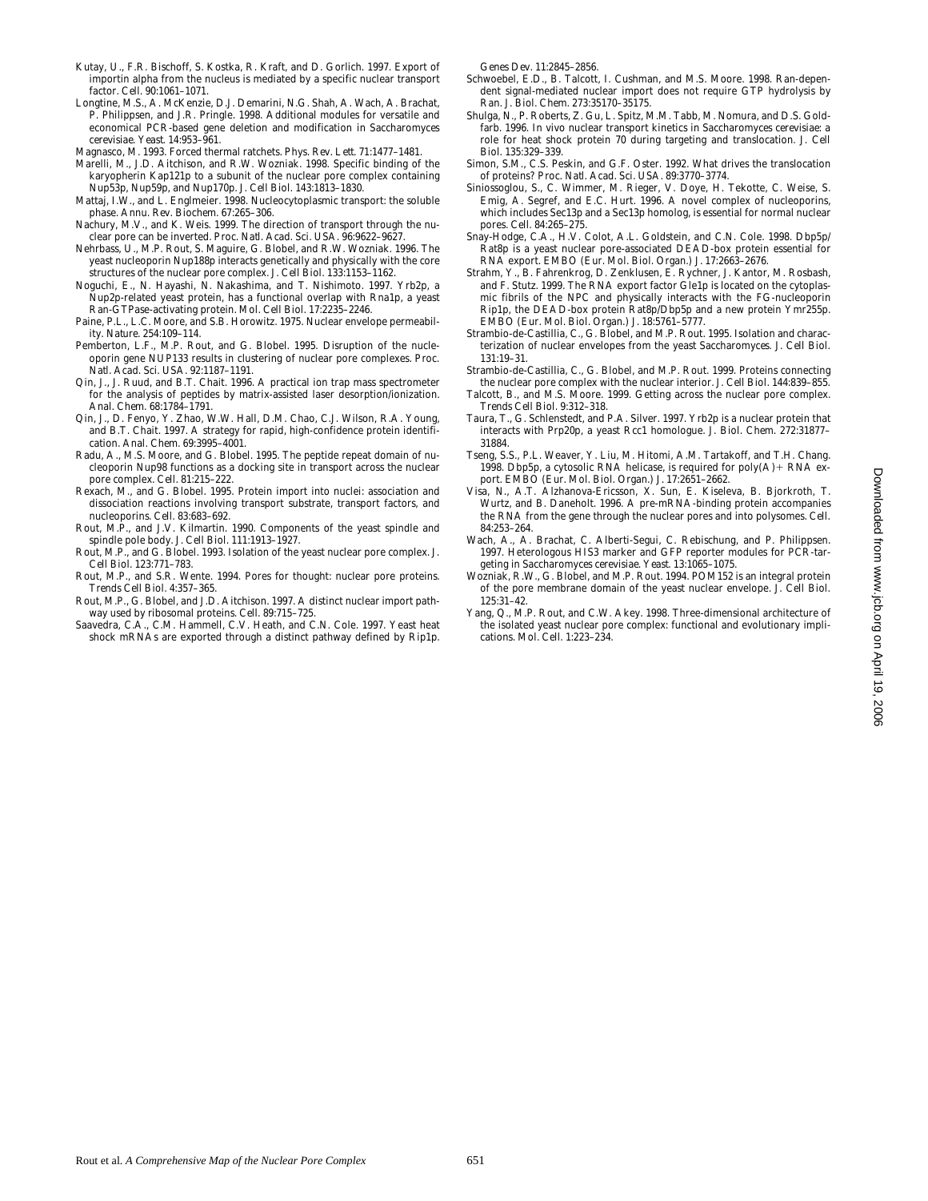Kutay, U., F.R. Bischoff, S. Kostka, R. Kraft, and D. Gorlich. 1997. Export of importin alpha from the nucleus is mediated by a specific nuclear transport factor. Cell. 90:1061–1071.

Longtine, M.S., A. McKenzie, D.J. Demarini, N.G. Shah, A. Wach, A. Brachat, P. Philippsen, and J.R. Pringle. 1998. Additional modules for versatile and economical PCR-based gene deletion and modification in Saccharomyces cerevisiae. Yeast. 14:953–961.

Magnasco, M. 1993. Forced thermal ratchets. Phys. Rev. Lett. 71:1477–1481.

Marelli, M., J.D. Aitchison, and R.W. Wozniak. 1998. Specific binding of the karyopherin Kap121p to a subunit of the nuclear pore complex containing Nup53p, Nup59p, and Nup170p. J. Cell Biol. 143:1813–1830.

Mattaj, I.W., and L. Englmeier. 1998. Nucleocytoplasmic transport: the soluble phase. Annu. Rev. Biochem. 67:265–306.

Nachury, M.V., and K. Weis. 1999. The direction of transport through the nuclear pore can be inverted. Proc. Natl. Acad. Sci. USA. 96:9622–9627.

Nehrbass, U., M.P. Rout, S. Maguire, G. Blobel, and R.W. Wozniak. 1996. The yeast nucleoporin Nup188p interacts genetically and physically with the core structures of the nuclear pore complex. J. Cell Biol. 133:1153–1162.

Noguchi, E., N. Hayashi, N. Nakashima, and T. Nishimoto. 1997. Yrb2p, a Nup2p-related yeast protein, has a functional overlap with Rna1p, a yeast Ran-GTPase-activating protein. Mol. Cell Biol. 17:2235–2246.

Paine, P.L., L.C. Moore, and S.B. Horowitz. 1975. Nuclear envelope permeability. Nature. 254:109–114.

Pemberton, L.F., M.P. Rout, and G. Blobel. 1995. Disruption of the nucleoporin gene NUP133 results in clustering of nuclear pore complexes. Proc. Natl. Acad. Sci. USA. 92:1187–1191.

Qin, J., J. Ruud, and B.T. Chait. 1996. A practical ion trap mass spectrometer for the analysis of peptides by matrix-assisted laser desorption/ionization. Anal. Chem. 68:1784–1791.

Qin, J., D. Fenyo, Y. Zhao, W.W. Hall, D.M. Chao, C.J. Wilson, R.A. Young, and B.T. Chait. 1997. A strategy for rapid, high-confidence protein identification. Anal. Chem. 69:3995–4001.

Radu, A., M.S. Moore, and G. Blobel. 1995. The peptide repeat domain of nucleoporin Nup98 functions as a docking site in transport across the nuclear pore complex. Cell. 81:215–222.

Rexach, M., and G. Blobel. 1995. Protein import into nuclei: association and dissociation reactions involving transport substrate, transport factors, and nucleoporins. Cell. 83:683–692.

Rout, M.P., and J.V. Kilmartin. 1990. Components of the yeast spindle and spindle pole body. J. Cell Biol. 111:1913–1927.

Rout, M.P., and G. Blobel. 1993. Isolation of the yeast nuclear pore complex. J. Cell Biol. 123:771–783.

Rout, M.P., and S.R. Wente. 1994. Pores for thought: nuclear pore proteins. Trends Cell Biol. 4:357–365.

Rout, M.P., G. Blobel, and J.D. Aitchison. 1997. A distinct nuclear import pathway used by ribosomal proteins. Cell. 89:715–725.

Saavedra, C.A., C.M. Hammell, C.V. Heath, and C.N. Cole. 1997. Yeast heat shock mRNAs are exported through a distinct pathway defined by Rip1p. Genes Dev. 11:2845–2856.

Schwoebel, E.D., B. Talcott, I. Cushman, and M.S. Moore. 1998. Ran-dependent signal-mediated nuclear import does not require GTP hydrolysis by Ran. J. Biol. Chem. 273:35170–35175.

Shulga, N., P. Roberts, Z. Gu, L. Spitz, M.M. Tabb, M. Nomura, and D.S. Goldfarb. 1996. In vivo nuclear transport kinetics in Saccharomyces cerevisiae: a role for heat shock protein 70 during targeting and translocation. J. Cell Biol. 135:329–339.

Simon, S.M., C.S. Peskin, and G.F. Oster. 1992. What drives the translocation of proteins? Proc. Natl. Acad. Sci. USA. 89:3770–3774.

Siniossoglou, S., C. Wimmer, M. Rieger, V. Doye, H. Tekotte, C. Weise, S. Emig, A. Segref, and E.C. Hurt. 1996. A novel complex of nucleoporins, which includes Sec13p and a Sec13p homolog, is essential for normal nuclear pores. Cell. 84:265–275.

Snay-Hodge, C.A., H.V. Colot, A.L. Goldstein, and C.N. Cole. 1998. Dbp5p/Rat8p is a yeast nuclear pore-associated DEAD-box protein essential for RNA export. EMBO (Eur. Mol. Biol. Organ.) J. 17:2663–2676.

Strahm, Y., B. Fahrenkrog, D. Zenklusen, E. Rychner, J. Kantor, M. Rosbash, and F. Stutz. 1999. The RNA export factor Gle1p is located on the cytoplasmic fibrils of the NPC and physically interacts with the FG-nucleoporin Rip1p, the DEAD-box protein Rat8p/Dbp5p and a new protein Ymr255p. EMBO (Eur. Mol. Biol. Organ.) J. 18:5761–5777.

Strambio-de-Castillia, C., G. Blobel, and M.P. Rout. 1995. Isolation and characterization of nuclear envelopes from the yeast Saccharomyces. J. Cell Biol. 131:19–31.

Strambio-de-Castillia, C., G. Blobel, and M.P. Rout. 1999. Proteins connecting the nuclear pore complex with the nuclear interior. J. Cell Biol. 144:839–855.

Talcott, B., and M.S. Moore. 1999. Getting across the nuclear pore complex. Trends Cell Biol. 9:312–318.

Taura, T., G. Schlenstedt, and P.A. Silver. 1997. Yrb2p is a nuclear protein that interacts with Prp20p, a yeast Rcc1 homologue. J. Biol. Chem. 272:31877–31884.

Tseng, S.S., P.L. Weaver, Y. Liu, M. Hitomi, A.M. Tartakoff, and T.H. Chang. 1998. Dbp5p, a cytosolic RNA helicase, is required for poly(A)+ RNA export. EMBO (Eur. Mol. Biol. Organ.) J. 17:2651–2662.

Visa, N., A.T. Alzhanova-Ericsson, X. Sun, E. Kiseleva, B. Bjorkroth, T. Wurtz, and B. Daneholt. 1996. A pre-mRNA-binding protein accompanies the RNA from the gene through the nuclear pores and into polysomes. Cell. 84:253–264.

Wach, A., A. Brachat, C. Alberti-Segui, C. Rebischung, and P. Philippsen. 1997. Heterologous HIS3 marker and GFP reporter modules for PCR-targeting in Saccharomyces cerevisiae. Yeast. 13:1065–1075.

Wozniak, R.W., G. Blobel, and M.P. Rout. 1994. POM152 is an integral protein of the pore membrane domain of the yeast nuclear envelope. J. Cell Biol. 125:31–42.

Yang, Q., M.P. Rout, and C.W. Akey. 1998. Three-dimensional architecture of the isolated yeast nuclear pore complex: functional and evolutionary implications. Mol. Cell. 1:223–234.